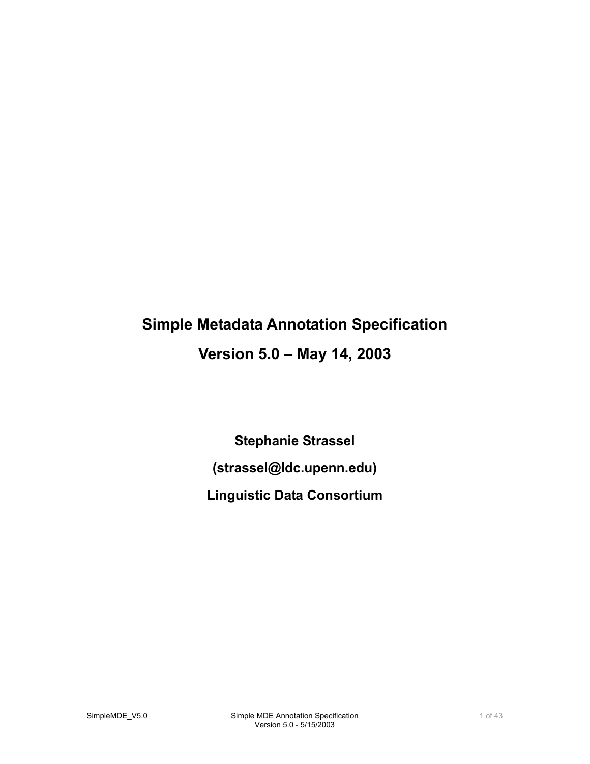# Simple Metadata Annotation Specification

# Version 5.0 – May 14, 2003

**Stephanie Strassel**

**(strassel@ldc.upenn.edu)**

**Linguistic Data Consortium**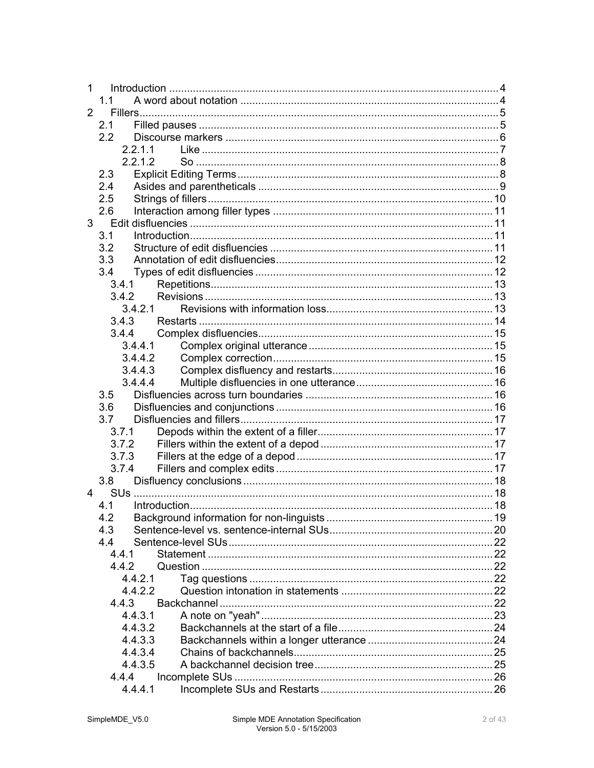- 1 Introduction .............................................................................................................4
  - 1.1 A word about notation ....................................................................................4
- 2 Fillers.......................................................................................................................5
  - 2.1 Filled pauses ...................................................................................................5
  - 2.2 Discourse markers ..........................................................................................6
    - 2.2.1.1 Like ...................................................................................................7
    - 2.2.1.2 So .....................................................................................................8
  - 2.3 Explicit Editing Terms......................................................................................8
  - 2.4 Asides and parentheticals ...............................................................................9
  - 2.5 Strings of fillers..............................................................................................10
  - 2.6 Interaction among filler types .........................................................................11
- 3 Edit disfluencies .....................................................................................................11
  - 3.1 Introduction.....................................................................................................11
  - 3.2 Structure of edit disfluencies ..........................................................................11
  - 3.3 Annotation of edit disfluencies........................................................................12
  - 3.4 Types of edit disfluencies ...............................................................................12
    - 3.4.1 Repetitions..............................................................................................13
    - 3.4.2 Revisions ................................................................................................13
      - 3.4.2.1 Revisions with information loss.......................................................13
    - 3.4.3 Restarts ..................................................................................................14
    - 3.4.4 Complex disfluencies..............................................................................15
      - 3.4.4.1 Complex original utterance .............................................................15
      - 3.4.4.2 Complex correction.........................................................................15
      - 3.4.4.3 Complex disfluency and restarts.....................................................16
      - 3.4.4.4 Multiple disfluencies in one utterance.............................................16
  - 3.5 Disfluencies across turn boundaries ..............................................................16
  - 3.6 Disfluencies and conjunctions ........................................................................16
  - 3.7 Disfluencies and fillers....................................................................................17
    - 3.7.1 Depods within the extent of a filler..........................................................17
    - 3.7.2 Fillers within the extent of a depod .........................................................17
    - 3.7.3 Fillers at the edge of a depod .................................................................17
    - 3.7.4 Fillers and complex edits ........................................................................17
  - 3.8 Disfluency conclusions ..................................................................................18
- 4 SUs ........................................................................................................................18
  - 4.1 Introduction.....................................................................................................18
  - 4.2 Background information for non-linguists ......................................................19
  - 4.3 Sentence-level vs. sentence-internal SUs......................................................20
  - 4.4 Sentence-level SUs........................................................................................22
    - 4.4.1 Statement ...............................................................................................22
    - 4.4.2 Question .................................................................................................22
      - 4.4.2.1 Tag questions .................................................................................22
      - 4.4.2.2 Question intonation in statements ..................................................22
    - 4.4.3 Backchannel ...........................................................................................22
      - 4.4.3.1 A note on "yeah".............................................................................23
      - 4.4.3.2 Backchannels at the start of a file...................................................24
      - 4.4.3.3 Backchannels within a longer utterance .........................................24
      - 4.4.3.4 Chains of backchannels..................................................................25
      - 4.4.3.5 A backchannel decision tree...........................................................25
    - 4.4.4 Incomplete SUs ......................................................................................26
      - 4.4.4.1 Incomplete SUs and Restarts.........................................................26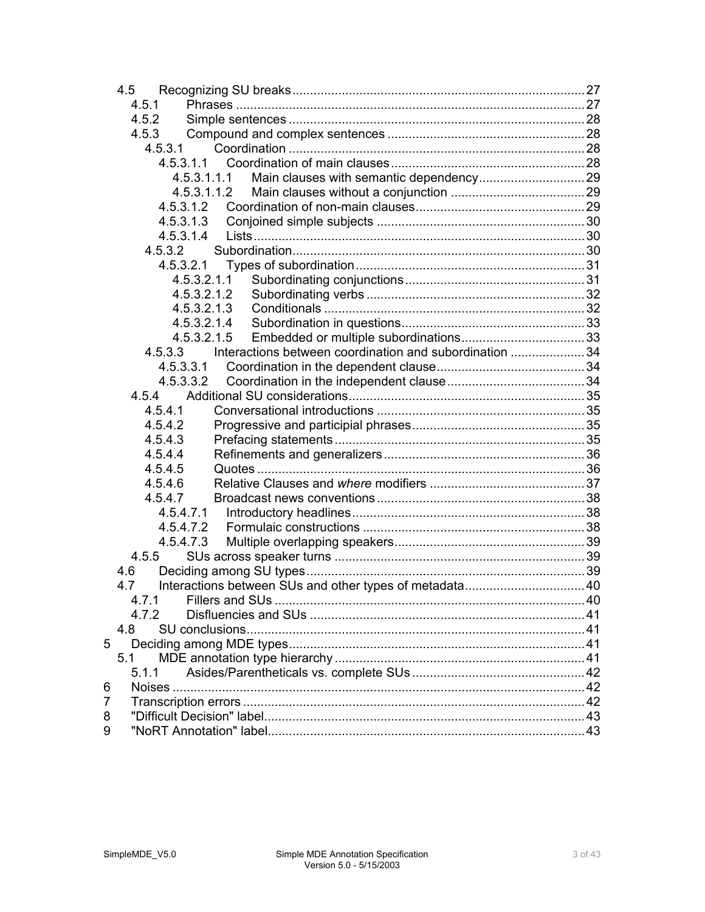- 4.5 Recognizing SU breaks ... 27
  - 4.5.1 Phrases ... 27
  - 4.5.2 Simple sentences ... 28
  - 4.5.3 Compound and complex sentences ... 28
    - 4.5.3.1 Coordination ... 28
      - 4.5.3.1.1 Coordination of main clauses ... 28
        - 4.5.3.1.1.1 Main clauses with semantic dependency ... 29
        - 4.5.3.1.1.2 Main clauses without a conjunction ... 29
      - 4.5.3.1.2 Coordination of non-main clauses ... 29
      - 4.5.3.1.3 Conjoined simple subjects ... 30
      - 4.5.3.1.4 Lists ... 30
    - 4.5.3.2 Subordination ... 30
      - 4.5.3.2.1 Types of subordination ... 31
        - 4.5.3.2.1.1 Subordinating conjunctions ... 31
        - 4.5.3.2.1.2 Subordinating verbs ... 32
        - 4.5.3.2.1.3 Conditionals ... 32
        - 4.5.3.2.1.4 Subordination in questions ... 33
        - 4.5.3.2.1.5 Embedded or multiple subordinations ... 33
    - 4.5.3.3 Interactions between coordination and subordination ... 34
      - 4.5.3.3.1 Coordination in the dependent clause ... 34
      - 4.5.3.3.2 Coordination in the independent clause ... 34
  - 4.5.4 Additional SU considerations ... 35
    - 4.5.4.1 Conversational introductions ... 35
    - 4.5.4.2 Progressive and participial phrases ... 35
    - 4.5.4.3 Prefacing statements ... 35
    - 4.5.4.4 Refinements and generalizers ... 36
    - 4.5.4.5 Quotes ... 36
    - 4.5.4.6 Relative Clauses and *where* modifiers ... 37
    - 4.5.4.7 Broadcast news conventions ... 38
      - 4.5.4.7.1 Introductory headlines ... 38
      - 4.5.4.7.2 Formulaic constructions ... 38
      - 4.5.4.7.3 Multiple overlapping speakers ... 39
  - 4.5.5 SUs across speaker turns ... 39
- 4.6 Deciding among SU types ... 39
- 4.7 Interactions between SUs and other types of metadata ... 40
  - 4.7.1 Fillers and SUs ... 40
  - 4.7.2 Disfluencies and SUs ... 41
- 4.8 SU conclusions ... 41

5 Deciding among MDE types ... 41
- 5.1 MDE annotation type hierarchy ... 41
  - 5.1.1 Asides/Parentheticals vs. complete SUs ... 42

6 Noises ... 42

7 Transcription errors ... 42

8 "Difficult Decision" label ... 43

9 "NoRT Annotation" label ... 43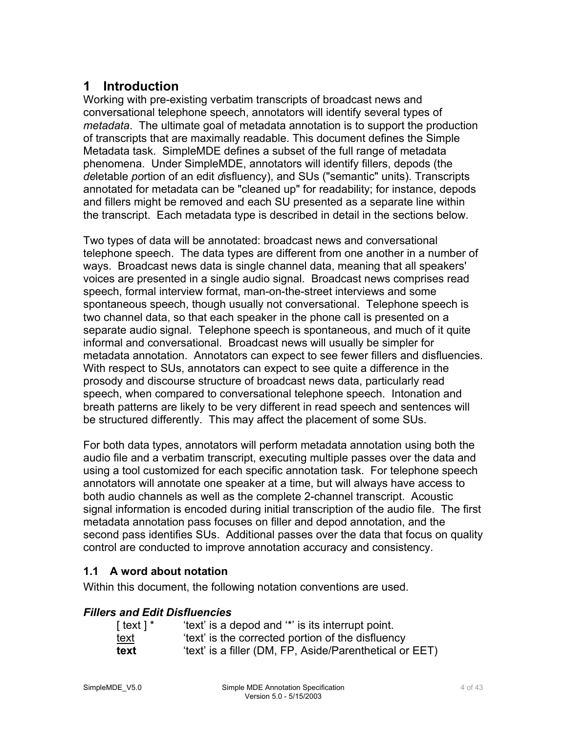# 1 Introduction

Working with pre-existing verbatim transcripts of broadcast news and conversational telephone speech, annotators will identify several types of *metadata*. The ultimate goal of metadata annotation is to support the production of transcripts that are maximally readable. This document defines the Simple Metadata task. SimpleMDE defines a subset of the full range of metadata phenomena. Under SimpleMDE, annotators will identify fillers, depods (the *de*letable *po*rtion of an edit *d*isfluency), and SUs ("semantic" units). Transcripts annotated for metadata can be "cleaned up" for readability; for instance, depods and fillers might be removed and each SU presented as a separate line within the transcript. Each metadata type is described in detail in the sections below.

Two types of data will be annotated: broadcast news and conversational telephone speech. The data types are different from one another in a number of ways. Broadcast news data is single channel data, meaning that all speakers' voices are presented in a single audio signal. Broadcast news comprises read speech, formal interview format, man-on-the-street interviews and some spontaneous speech, though usually not conversational. Telephone speech is two channel data, so that each speaker in the phone call is presented on a separate audio signal. Telephone speech is spontaneous, and much of it quite informal and conversational. Broadcast news will usually be simpler for metadata annotation. Annotators can expect to see fewer fillers and disfluencies. With respect to SUs, annotators can expect to see quite a difference in the prosody and discourse structure of broadcast news data, particularly read speech, when compared to conversational telephone speech. Intonation and breath patterns are likely to be very different in read speech and sentences will be structured differently. This may affect the placement of some SUs.

For both data types, annotators will perform metadata annotation using both the audio file and a verbatim transcript, executing multiple passes over the data and using a tool customized for each specific annotation task. For telephone speech annotators will annotate one speaker at a time, but will always have access to both audio channels as well as the complete 2-channel transcript. Acoustic signal information is encoded during initial transcription of the audio file. The first metadata annotation pass focuses on filler and depod annotation, and the second pass identifies SUs. Additional passes over the data that focus on quality control are conducted to improve annotation accuracy and consistency.

## 1.1 A word about notation

Within this document, the following notation conventions are used.

### *Fillers and Edit Disfluencies*

| | |
|---|---|
| [ text ] * | 'text' is a depod and '*' is its interrupt point. |
| <u>text</u> | 'text' is the corrected portion of the disfluency |
| **text** | 'text' is a filler (DM, FP, Aside/Parenthetical or EET) |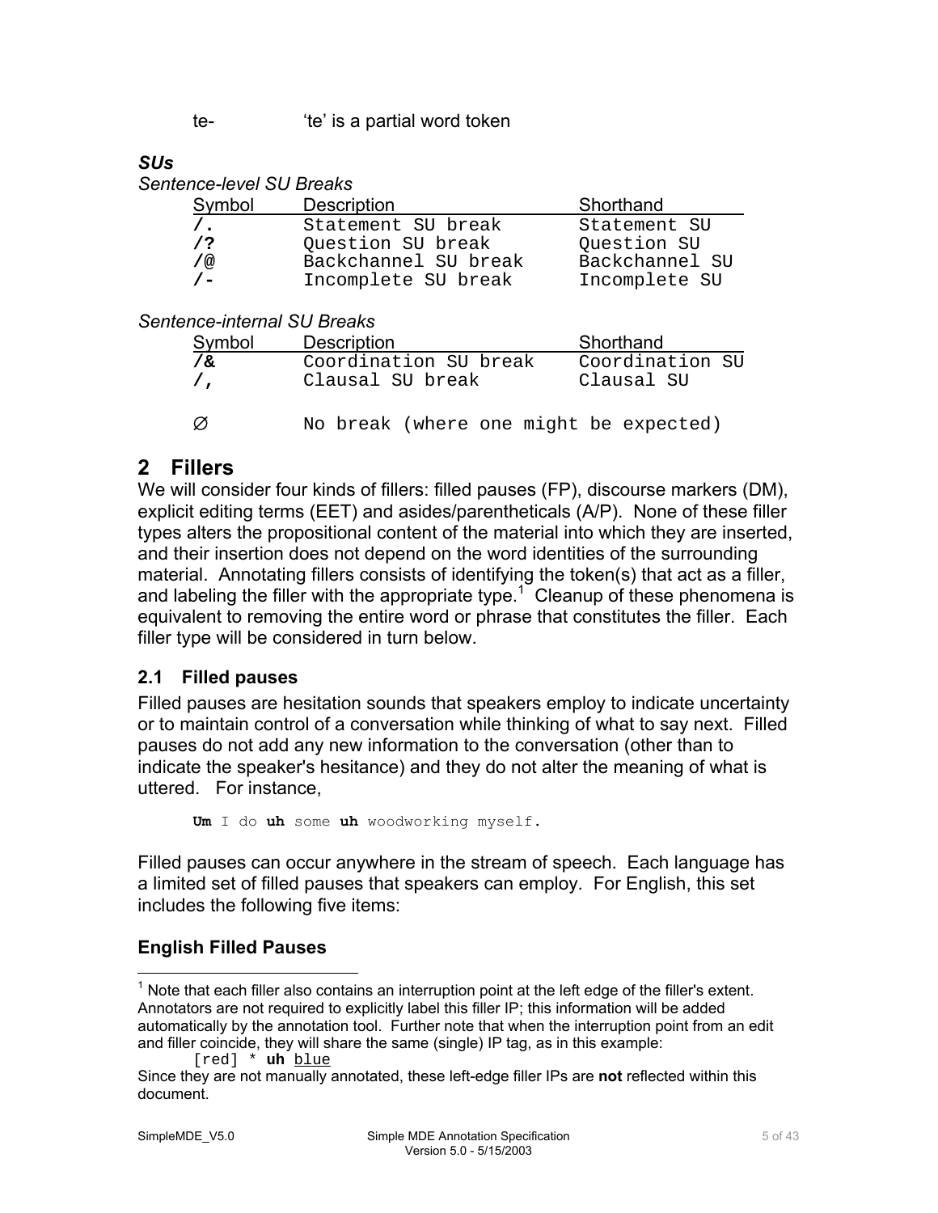te-    'te' is a partial word token

***SUs***

*Sentence-level SU Breaks*

| Symbol | Description | Shorthand |
|---|---|---|
| **/.** | `Statement SU break` | `Statement SU` |
| **/?** | `Question SU break` | `Question SU` |
| **/@** | `Backchannel SU break` | `Backchannel SU` |
| **/-** | `Incomplete SU break` | `Incomplete SU` |

*Sentence-internal SU Breaks*

| Symbol | Description | Shorthand |
|---|---|---|
| **/&** | `Coordination SU break` | `Coordination SU` |
| **/,** | `Clausal SU break` | `Clausal SU` |
| ∅ | `No break (where one might be expected)` | |

## 2 Fillers

We will consider four kinds of fillers: filled pauses (FP), discourse markers (DM), explicit editing terms (EET) and asides/parentheticals (A/P). None of these filler types alters the propositional content of the material into which they are inserted, and their insertion does not depend on the word identities of the surrounding material. Annotating fillers consists of identifying the token(s) that act as a filler, and labeling the filler with the appropriate type.[1] Cleanup of these phenomena is equivalent to removing the entire word or phrase that constitutes the filler. Each filler type will be considered in turn below.

### 2.1 Filled pauses

Filled pauses are hesitation sounds that speakers employ to indicate uncertainty or to maintain control of a conversation while thinking of what to say next. Filled pauses do not add any new information to the conversation (other than to indicate the speaker's hesitance) and they do not alter the meaning of what is uttered. For instance,

> **Um** I do **uh** some **uh** woodworking myself.

Filled pauses can occur anywhere in the stream of speech. Each language has a limited set of filled pauses that speakers can employ. For English, this set includes the following five items:

#### English Filled Pauses

[1] Note that each filler also contains an interruption point at the left edge of the filler's extent. Annotators are not required to explicitly label this filler IP; this information will be added automatically by the annotation tool. Further note that when the interruption point from an edit and filler coincide, they will share the same (single) IP tag, as in this example:

> [red] * **uh** <u>blue</u>

Since they are not manually annotated, these left-edge filler IPs are **not** reflected within this document.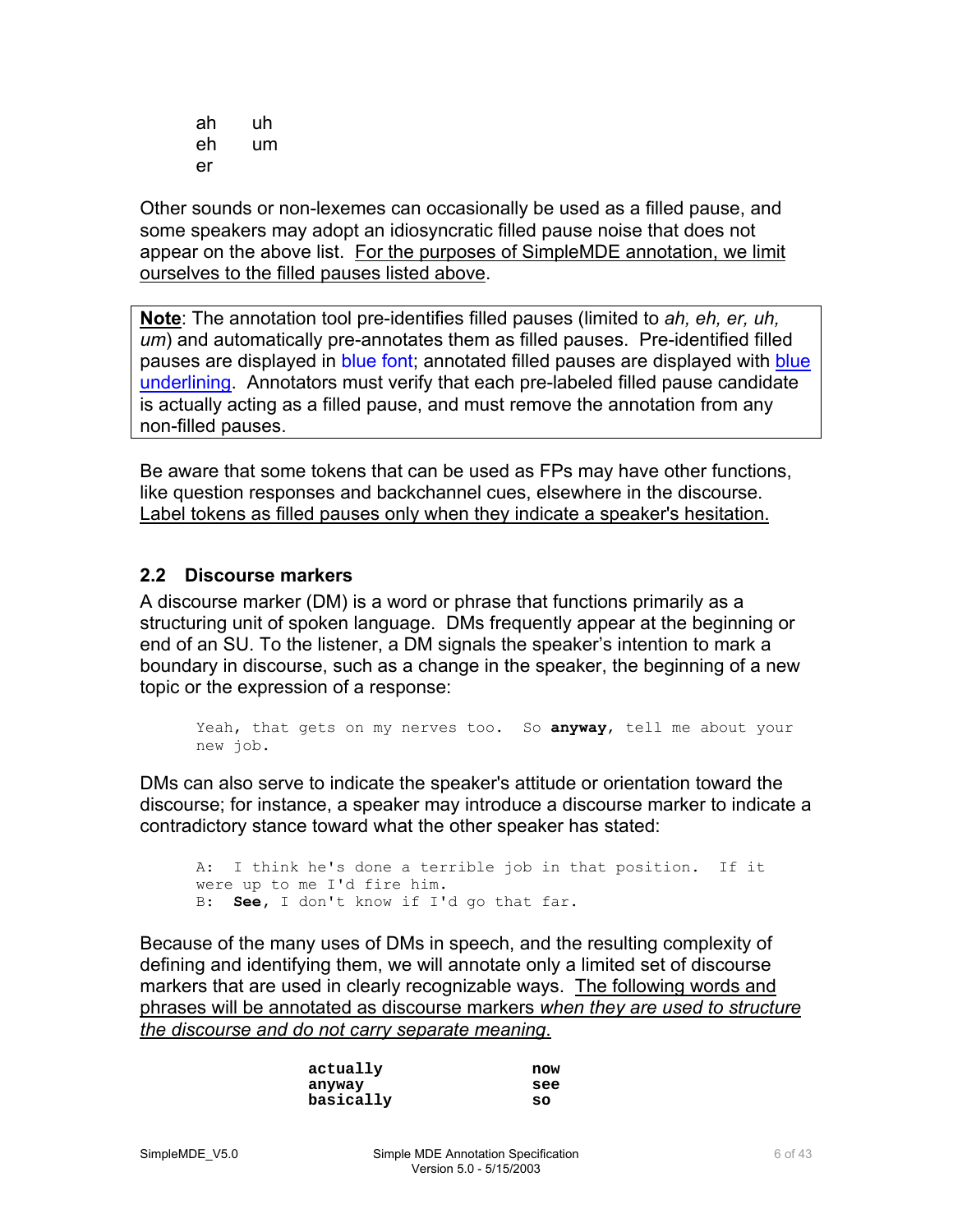ah uh
eh um
er

Other sounds or non-lexemes can occasionally be used as a filled pause, and some speakers may adopt an idiosyncratic filled pause noise that does not appear on the above list. <u>For the purposes of SimpleMDE annotation, we limit ourselves to the filled pauses listed above</u>.

> **<u>Note</u>**: The annotation tool pre-identifies filled pauses (limited to *ah, eh, er, uh, um*) and automatically pre-annotates them as filled pauses. Pre-identified filled pauses are displayed in blue font; annotated filled pauses are displayed with <u>blue underlining</u>. Annotators must verify that each pre-labeled filled pause candidate is actually acting as a filled pause, and must remove the annotation from any non-filled pauses.

Be aware that some tokens that can be used as FPs may have other functions, like question responses and backchannel cues, elsewhere in the discourse. <u>Label tokens as filled pauses only when they indicate a speaker's hesitation.</u>

## 2.2 Discourse markers

A discourse marker (DM) is a word or phrase that functions primarily as a structuring unit of spoken language. DMs frequently appear at the beginning or end of an SU. To the listener, a DM signals the speaker's intention to mark a boundary in discourse, such as a change in the speaker, the beginning of a new topic or the expression of a response:

```
Yeah, that gets on my nerves too.  So anyway, tell me about your
new job.
```

DMs can also serve to indicate the speaker's attitude or orientation toward the discourse; for instance, a speaker may introduce a discourse marker to indicate a contradictory stance toward what the other speaker has stated:

```
A:  I think he's done a terrible job in that position.  If it
were up to me I'd fire him.
B:  See, I don't know if I'd go that far.
```

Because of the many uses of DMs in speech, and the resulting complexity of defining and identifying them, we will annotate only a limited set of discourse markers that are used in clearly recognizable ways. <u>The following words and phrases will be annotated as discourse markers *when they are used to structure the discourse and do not carry separate meaning*.</u>

**actually** **now**
**anyway** **see**
**basically** **so**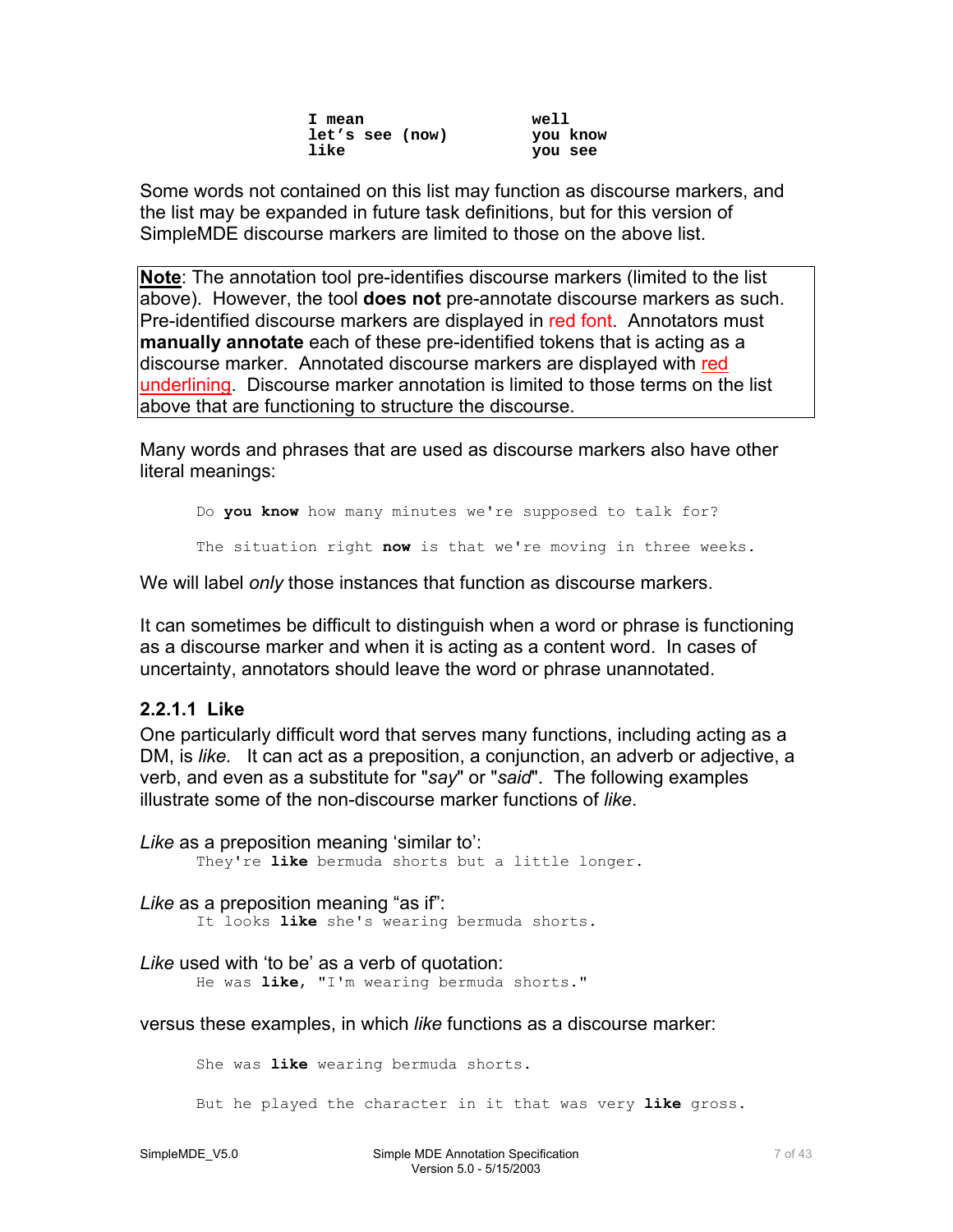```
I mean              well
let's see (now)     you know
like                you see
```

Some words not contained on this list may function as discourse markers, and the list may be expanded in future task definitions, but for this version of SimpleMDE discourse markers are limited to those on the above list.

> **Note**: The annotation tool pre-identifies discourse markers (limited to the list above). However, the tool **does not** pre-annotate discourse markers as such. Pre-identified discourse markers are displayed in red font. Annotators must **manually annotate** each of these pre-identified tokens that is acting as a discourse marker. Annotated discourse markers are displayed with red underlining. Discourse marker annotation is limited to those terms on the list above that are functioning to structure the discourse.

Many words and phrases that are used as discourse markers also have other literal meanings:

> Do **you know** how many minutes we're supposed to talk for?
>
> The situation right **now** is that we're moving in three weeks.

We will label *only* those instances that function as discourse markers.

It can sometimes be difficult to distinguish when a word or phrase is functioning as a discourse marker and when it is acting as a content word. In cases of uncertainty, annotators should leave the word or phrase unannotated.

### 2.2.1.1 Like

One particularly difficult word that serves many functions, including acting as a DM, is *like.* It can act as a preposition, a conjunction, an adverb or adjective, a verb, and even as a substitute for "*say*" or "*said*". The following examples illustrate some of the non-discourse marker functions of *like*.

*Like* as a preposition meaning 'similar to':

> They're **like** bermuda shorts but a little longer.

*Like* as a preposition meaning "as if":

> It looks **like** she's wearing bermuda shorts.

*Like* used with 'to be' as a verb of quotation:

> He was **like**, "I'm wearing bermuda shorts."

versus these examples, in which *like* functions as a discourse marker:

> She was **like** wearing bermuda shorts.
>
> But he played the character in it that was very **like** gross.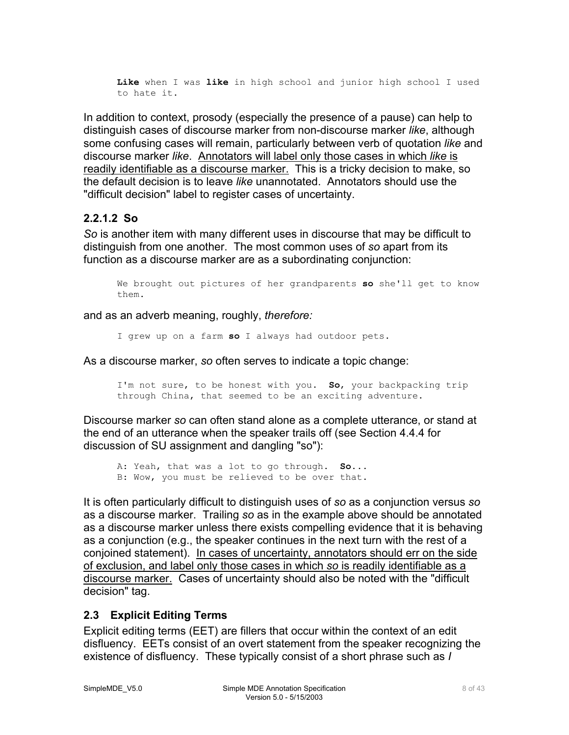```
**Like** when I was **like** in high school and junior high school I used to hate it.
```

In addition to context, prosody (especially the presence of a pause) can help to distinguish cases of discourse marker from non-discourse marker *like*, although some confusing cases will remain, particularly between verb of quotation *like* and discourse marker *like*. <u>Annotators will label only those cases in which *like* is readily identifiable as a discourse marker.</u> This is a tricky decision to make, so the default decision is to leave *like* unannotated. Annotators should use the "difficult decision" label to register cases of uncertainty.

### 2.2.1.2 So

*So* is another item with many different uses in discourse that may be difficult to distinguish from one another. The most common uses of *so* apart from its function as a discourse marker are as a subordinating conjunction:

```
We brought out pictures of her grandparents **so** she'll get to know them.
```

and as an adverb meaning, roughly, *therefore:*

```
I grew up on a farm **so** I always had outdoor pets.
```

As a discourse marker, *so* often serves to indicate a topic change:

```
I'm not sure, to be honest with you. **So**, your backpacking trip through China, that seemed to be an exciting adventure.
```

Discourse marker *so* can often stand alone as a complete utterance, or stand at the end of an utterance when the speaker trails off (see Section 4.4.4 for discussion of SU assignment and dangling "so"):

```
A: Yeah, that was a lot to go through. **So**...
B: Wow, you must be relieved to be over that.
```

It is often particularly difficult to distinguish uses of *so* as a conjunction versus *so* as a discourse marker. Trailing *so* as in the example above should be annotated as a discourse marker unless there exists compelling evidence that it is behaving as a conjunction (e.g., the speaker continues in the next turn with the rest of a conjoined statement). <u>In cases of uncertainty, annotators should err on the side of exclusion, and label only those cases in which *so* is readily identifiable as a discourse marker.</u> Cases of uncertainty should also be noted with the "difficult decision" tag.

## 2.3 Explicit Editing Terms

Explicit editing terms (EET) are fillers that occur within the context of an edit disfluency. EETs consist of an overt statement from the speaker recognizing the existence of disfluency. These typically consist of a short phrase such as *I*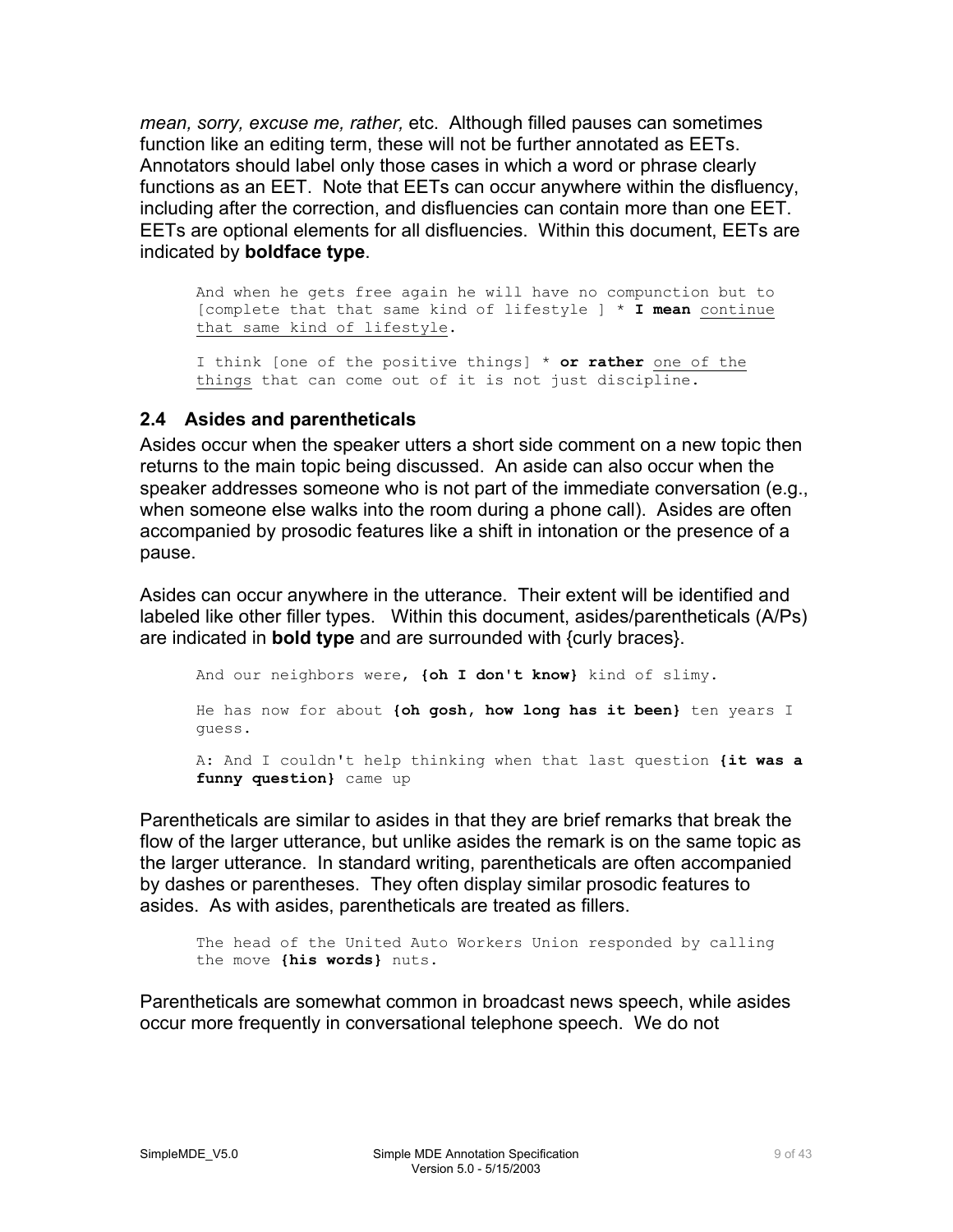*mean, sorry, excuse me, rather,* etc. Although filled pauses can sometimes function like an editing term, these will not be further annotated as EETs. Annotators should label only those cases in which a word or phrase clearly functions as an EET. Note that EETs can occur anywhere within the disfluency, including after the correction, and disfluencies can contain more than one EET. EETs are optional elements for all disfluencies. Within this document, EETs are indicated by **boldface type**.

> And when he gets free again he will have no compunction but to [complete that that same kind of lifestyle ] * **I mean** <u>continue that same kind of lifestyle</u>.
>
> I think [one of the positive things] * **or rather** <u>one of the things</u> that can come out of it is not just discipline.

### 2.4 Asides and parentheticals

Asides occur when the speaker utters a short side comment on a new topic then returns to the main topic being discussed. An aside can also occur when the speaker addresses someone who is not part of the immediate conversation (e.g., when someone else walks into the room during a phone call). Asides are often accompanied by prosodic features like a shift in intonation or the presence of a pause.

Asides can occur anywhere in the utterance. Their extent will be identified and labeled like other filler types. Within this document, asides/parentheticals (A/Ps) are indicated in **bold type** and are surrounded with {curly braces}.

> And our neighbors were, **{oh I don't know}** kind of slimy.
>
> He has now for about **{oh gosh, how long has it been}** ten years I guess.
>
> A: And I couldn't help thinking when that last question **{it was a funny question}** came up

Parentheticals are similar to asides in that they are brief remarks that break the flow of the larger utterance, but unlike asides the remark is on the same topic as the larger utterance. In standard writing, parentheticals are often accompanied by dashes or parentheses. They often display similar prosodic features to asides. As with asides, parentheticals are treated as fillers.

> The head of the United Auto Workers Union responded by calling the move **{his words}** nuts.

Parentheticals are somewhat common in broadcast news speech, while asides occur more frequently in conversational telephone speech. We do not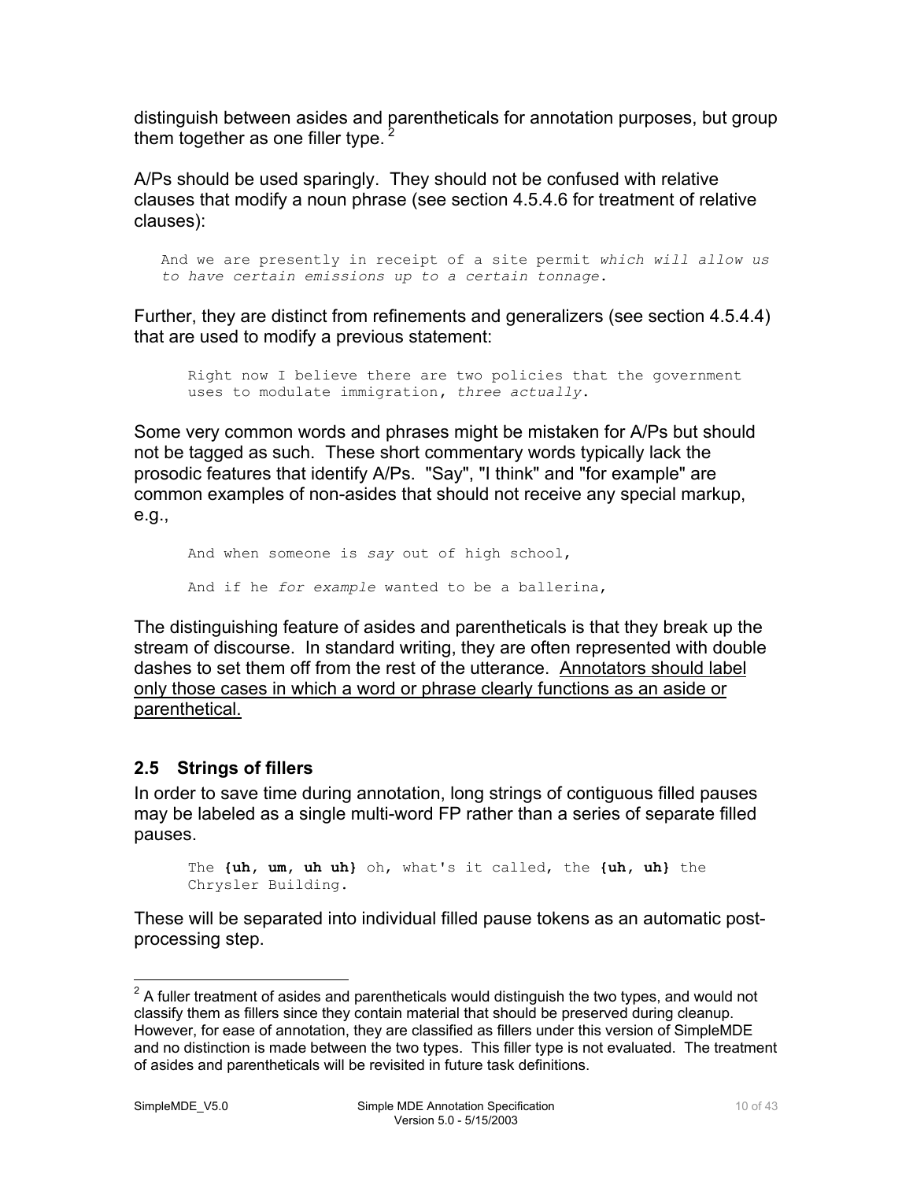distinguish between asides and parentheticals for annotation purposes, but group them together as one filler type. [2]

A/Ps should be used sparingly. They should not be confused with relative clauses that modify a noun phrase (see section 4.5.4.6 for treatment of relative clauses):

> And we are presently in receipt of a site permit *which will allow us to have certain emissions up to a certain tonnage*.

Further, they are distinct from refinements and generalizers (see section 4.5.4.4) that are used to modify a previous statement:

> Right now I believe there are two policies that the government uses to modulate immigration, *three actually*.

Some very common words and phrases might be mistaken for A/Ps but should not be tagged as such. These short commentary words typically lack the prosodic features that identify A/Ps. "Say", "I think" and "for example" are common examples of non-asides that should not receive any special markup, e.g.,

> And when someone is *say* out of high school,
>
> And if he *for example* wanted to be a ballerina,

The distinguishing feature of asides and parentheticals is that they break up the stream of discourse. In standard writing, they are often represented with double dashes to set them off from the rest of the utterance. <u>Annotators should label only those cases in which a word or phrase clearly functions as an aside or parenthetical.</u>

## 2.5 Strings of fillers

In order to save time during annotation, long strings of contiguous filled pauses may be labeled as a single multi-word FP rather than a series of separate filled pauses.

> The **{uh, um, uh uh}** oh, what's it called, the **{uh, uh}** the Chrysler Building.

These will be separated into individual filled pause tokens as an automatic post-processing step.

---

[2] A fuller treatment of asides and parentheticals would distinguish the two types, and would not classify them as fillers since they contain material that should be preserved during cleanup. However, for ease of annotation, they are classified as fillers under this version of SimpleMDE and no distinction is made between the two types. This filler type is not evaluated. The treatment of asides and parentheticals will be revisited in future task definitions.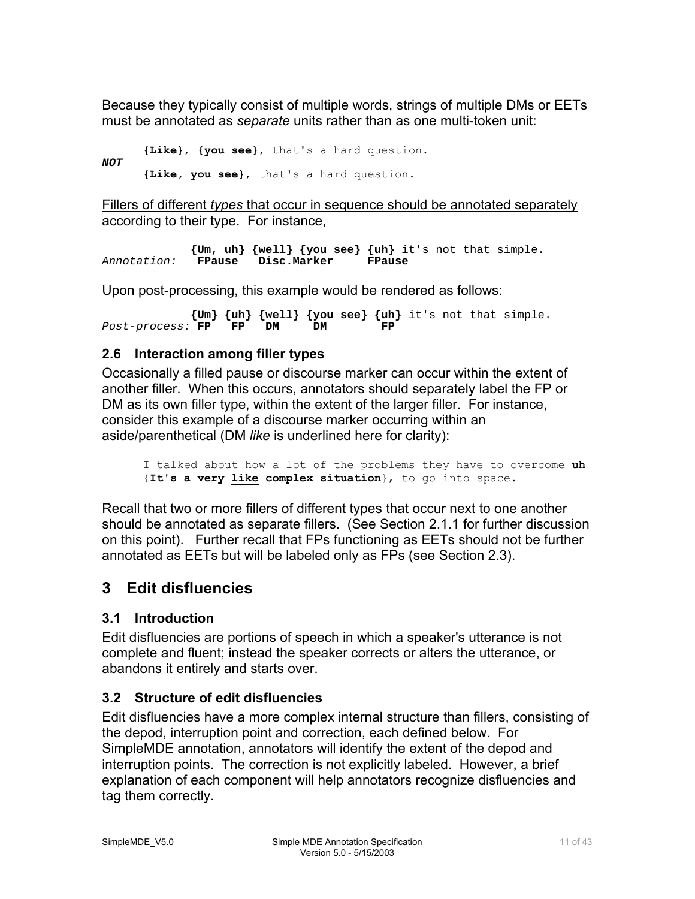Because they typically consist of multiple words, strings of multiple DMs or EETs must be annotated as *separate* units rather than as one multi-token unit:

```
      {Like}, {you see}, that's a hard question.
NOT
      {Like, you see}, that's a hard question.
```

Fillers of different *types* that occur in sequence should be annotated separately according to their type. For instance,

```
             {Um, uh} {well} {you see} {uh} it's not that simple.
Annotation:   FPause   Disc.Marker     FPause
```

Upon post-processing, this example would be rendered as follows:

```
             {Um} {uh} {well} {you see} {uh} it's not that simple.
Post-process: FP   FP   DM     DM        FP
```

### 2.6 Interaction among filler types

Occasionally a filled pause or discourse marker can occur within the extent of another filler. When this occurs, annotators should separately label the FP or DM as its own filler type, within the extent of the larger filler. For instance, consider this example of a discourse marker occurring within an aside/parenthetical (DM *like* is underlined here for clarity):

```
      I talked about how a lot of the problems they have to overcome uh
      {It's a very like complex situation}, to go into space.
```

Recall that two or more fillers of different types that occur next to one another should be annotated as separate fillers. (See Section 2.1.1 for further discussion on this point). Further recall that FPs functioning as EETs should not be further annotated as EETs but will be labeled only as FPs (see Section 2.3).

## 3 Edit disfluencies

### 3.1 Introduction

Edit disfluencies are portions of speech in which a speaker's utterance is not complete and fluent; instead the speaker corrects or alters the utterance, or abandons it entirely and starts over.

### 3.2 Structure of edit disfluencies

Edit disfluencies have a more complex internal structure than fillers, consisting of the depod, interruption point and correction, each defined below. For SimpleMDE annotation, annotators will identify the extent of the depod and interruption points. The correction is not explicitly labeled. However, a brief explanation of each component will help annotators recognize disfluencies and tag them correctly.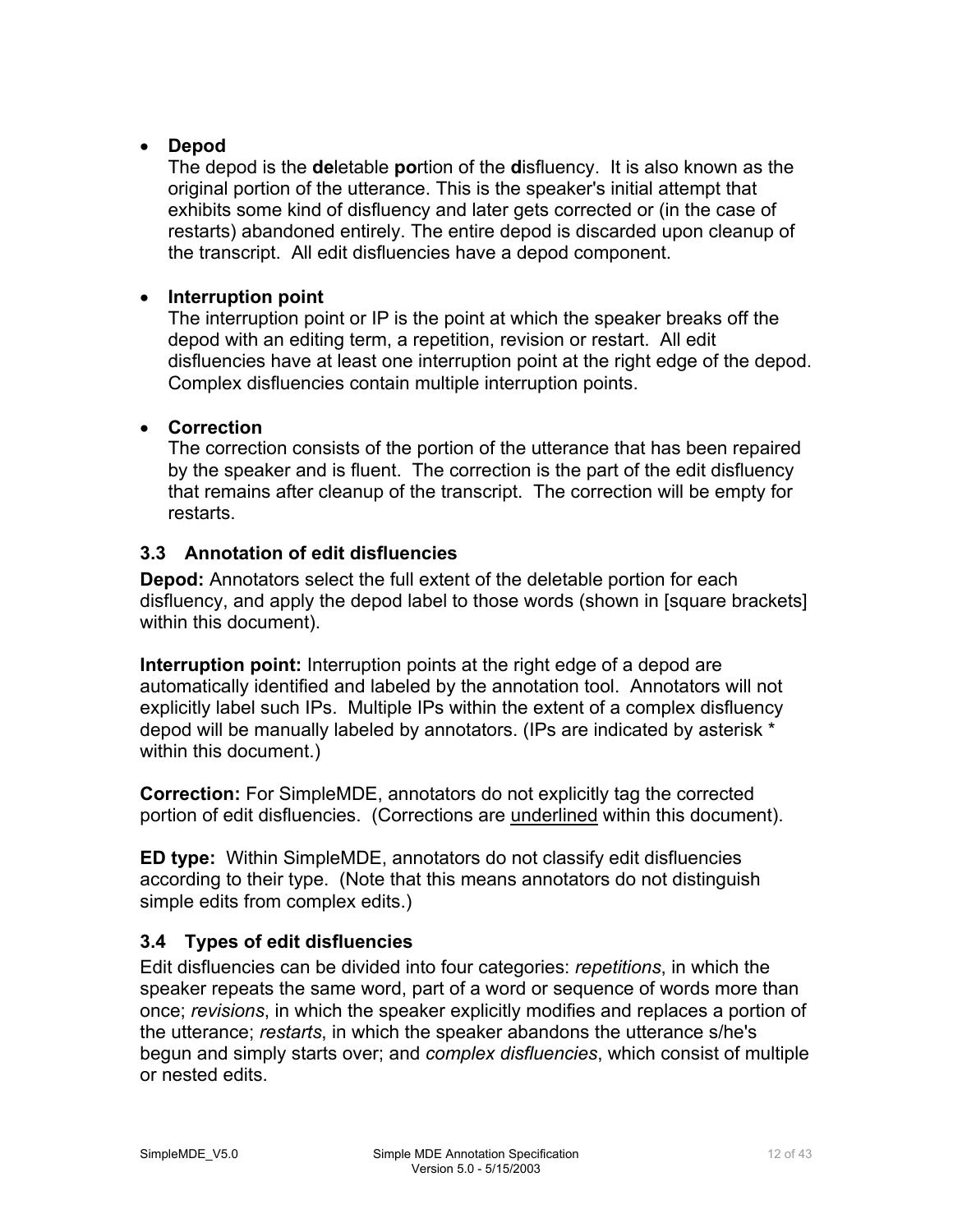- **Depod**
  The depod is the **de**letable **po**rtion of the **d**isfluency. It is also known as the original portion of the utterance. This is the speaker's initial attempt that exhibits some kind of disfluency and later gets corrected or (in the case of restarts) abandoned entirely. The entire depod is discarded upon cleanup of the transcript. All edit disfluencies have a depod component.

- **Interruption point**
  The interruption point or IP is the point at which the speaker breaks off the depod with an editing term, a repetition, revision or restart. All edit disfluencies have at least one interruption point at the right edge of the depod. Complex disfluencies contain multiple interruption points.

- **Correction**
  The correction consists of the portion of the utterance that has been repaired by the speaker and is fluent. The correction is the part of the edit disfluency that remains after cleanup of the transcript. The correction will be empty for restarts.

### 3.3 Annotation of edit disfluencies

**Depod:** Annotators select the full extent of the deletable portion for each disfluency, and apply the depod label to those words (shown in [square brackets] within this document).

**Interruption point:** Interruption points at the right edge of a depod are automatically identified and labeled by the annotation tool. Annotators will not explicitly label such IPs. Multiple IPs within the extent of a complex disfluency depod will be manually labeled by annotators. (IPs are indicated by asterisk * within this document.)

**Correction:** For SimpleMDE, annotators do not explicitly tag the corrected portion of edit disfluencies. (Corrections are <u>underlined</u> within this document).

**ED type:** Within SimpleMDE, annotators do not classify edit disfluencies according to their type. (Note that this means annotators do not distinguish simple edits from complex edits.)

### 3.4 Types of edit disfluencies

Edit disfluencies can be divided into four categories: *repetitions*, in which the speaker repeats the same word, part of a word or sequence of words more than once; *revisions*, in which the speaker explicitly modifies and replaces a portion of the utterance; *restarts*, in which the speaker abandons the utterance s/he's begun and simply starts over; and *complex disfluencies*, which consist of multiple or nested edits.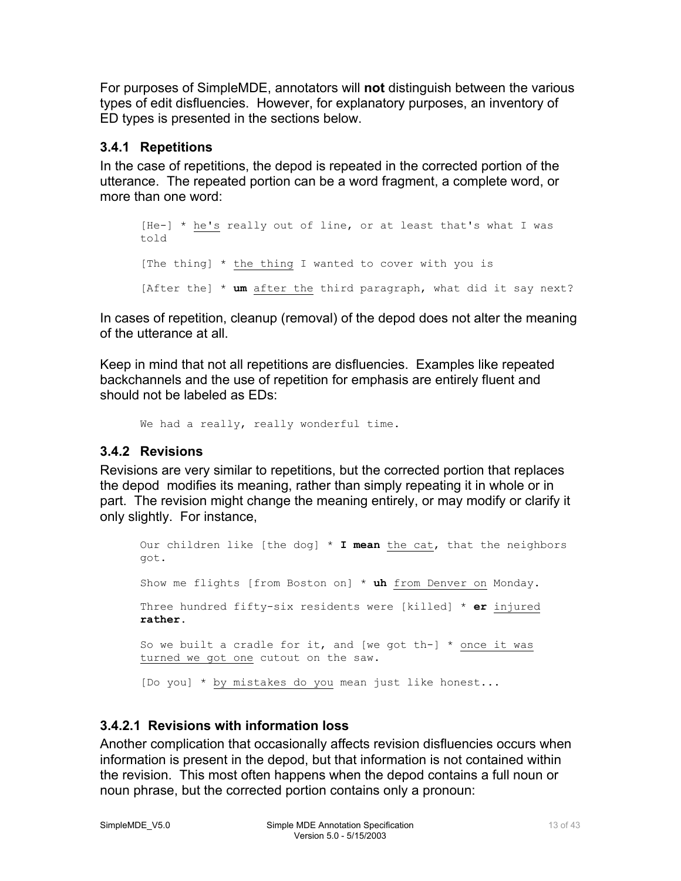For purposes of SimpleMDE, annotators will **not** distinguish between the various types of edit disfluencies. However, for explanatory purposes, an inventory of ED types is presented in the sections below.

### 3.4.1 Repetitions

In the case of repetitions, the depod is repeated in the corrected portion of the utterance. The repeated portion can be a word fragment, a complete word, or more than one word:

```
[He-] * he's really out of line, or at least that's what I was told

[The thing] * the thing I wanted to cover with you is

[After the] * um after the third paragraph, what did it say next?
```

In cases of repetition, cleanup (removal) of the depod does not alter the meaning of the utterance at all.

Keep in mind that not all repetitions are disfluencies. Examples like repeated backchannels and the use of repetition for emphasis are entirely fluent and should not be labeled as EDs:

```
We had a really, really wonderful time.
```

### 3.4.2 Revisions

Revisions are very similar to repetitions, but the corrected portion that replaces the depod modifies its meaning, rather than simply repeating it in whole or in part. The revision might change the meaning entirely, or may modify or clarify it only slightly. For instance,

```
Our children like [the dog] * I mean the cat, that the neighbors got.

Show me flights [from Boston on] * uh from Denver on Monday.

Three hundred fifty-six residents were [killed] * er injured rather.

So we built a cradle for it, and [we got th-] * once it was turned we got one cutout on the saw.

[Do you] * by mistakes do you mean just like honest...
```

#### 3.4.2.1 Revisions with information loss

Another complication that occasionally affects revision disfluencies occurs when information is present in the depod, but that information is not contained within the revision. This most often happens when the depod contains a full noun or noun phrase, but the corrected portion contains only a pronoun: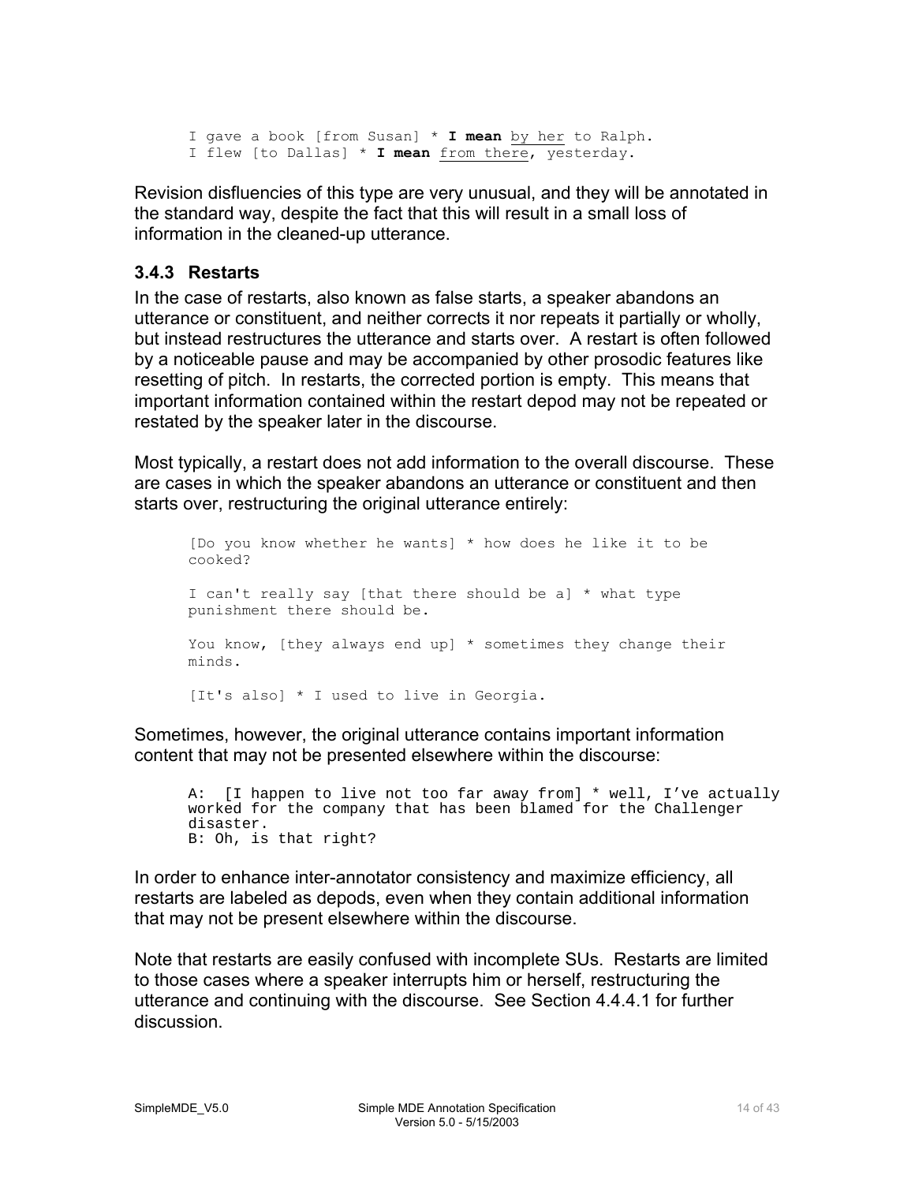```
I gave a book [from Susan] * I mean by her to Ralph.
I flew [to Dallas] * I mean from there, yesterday.
```

Revision disfluencies of this type are very unusual, and they will be annotated in the standard way, despite the fact that this will result in a small loss of information in the cleaned-up utterance.

### 3.4.3 Restarts

In the case of restarts, also known as false starts, a speaker abandons an utterance or constituent, and neither corrects it nor repeats it partially or wholly, but instead restructures the utterance and starts over. A restart is often followed by a noticeable pause and may be accompanied by other prosodic features like resetting of pitch. In restarts, the corrected portion is empty. This means that important information contained within the restart depod may not be repeated or restated by the speaker later in the discourse.

Most typically, a restart does not add information to the overall discourse. These are cases in which the speaker abandons an utterance or constituent and then starts over, restructuring the original utterance entirely:

```
[Do you know whether he wants] * how does he like it to be
cooked?

I can't really say [that there should be a] * what type
punishment there should be.

You know, [they always end up] * sometimes they change their
minds.

[It's also] * I used to live in Georgia.
```

Sometimes, however, the original utterance contains important information content that may not be presented elsewhere within the discourse:

```
A:  [I happen to live not too far away from] * well, I've actually
worked for the company that has been blamed for the Challenger
disaster.
B: Oh, is that right?
```

In order to enhance inter-annotator consistency and maximize efficiency, all restarts are labeled as depods, even when they contain additional information that may not be present elsewhere within the discourse.

Note that restarts are easily confused with incomplete SUs. Restarts are limited to those cases where a speaker interrupts him or herself, restructuring the utterance and continuing with the discourse. See Section 4.4.4.1 for further discussion.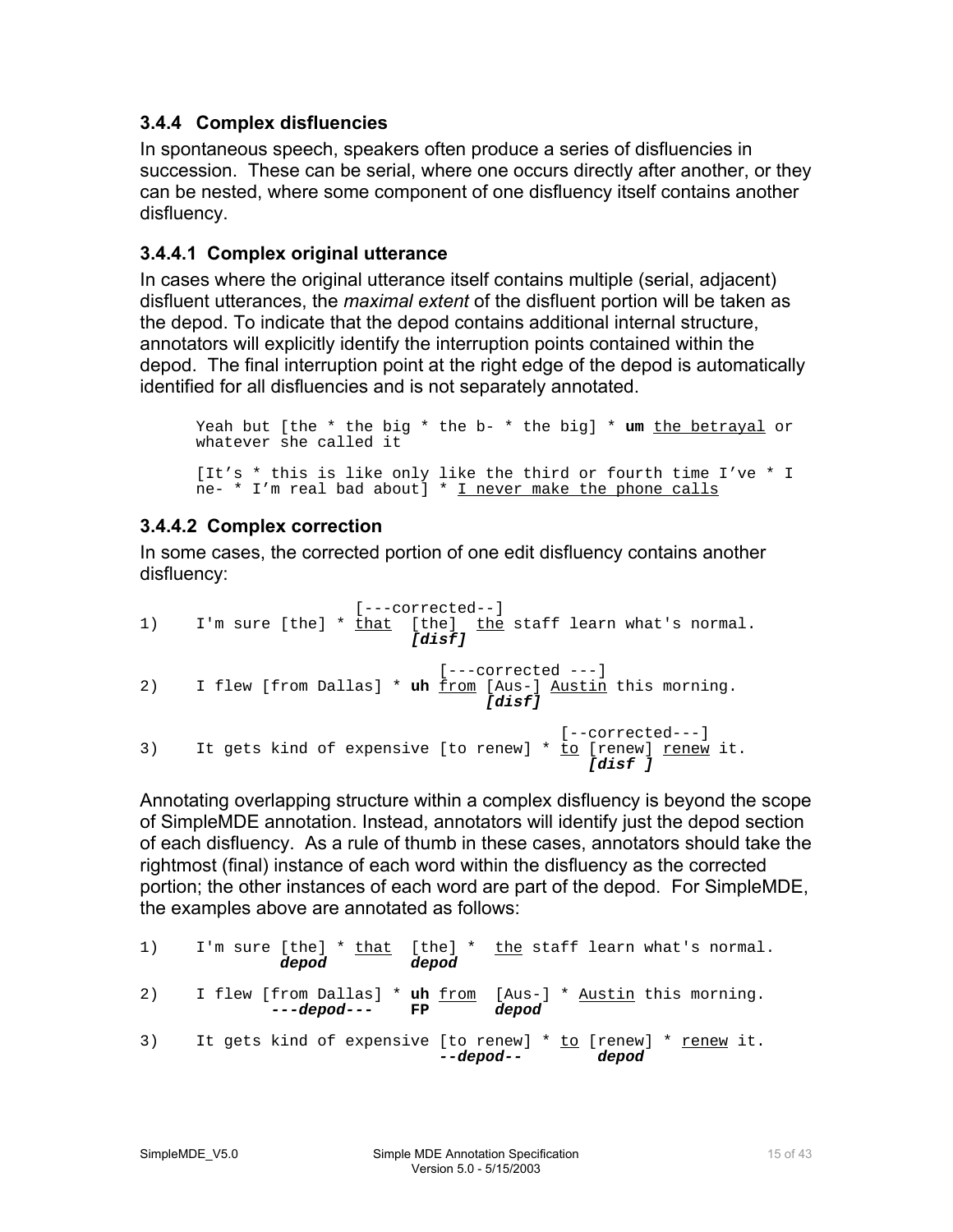### 3.4.4 Complex disfluencies

In spontaneous speech, speakers often produce a series of disfluencies in succession. These can be serial, where one occurs directly after another, or they can be nested, where some component of one disfluency itself contains another disfluency.

#### 3.4.4.1 Complex original utterance

In cases where the original utterance itself contains multiple (serial, adjacent) disfluent utterances, the *maximal extent* of the disfluent portion will be taken as the depod. To indicate that the depod contains additional internal structure, annotators will explicitly identify the interruption points contained within the depod. The final interruption point at the right edge of the depod is automatically identified for all disfluencies and is not separately annotated.

```
Yeah but [the * the big * the b- * the big] * um the betrayal or
whatever she called it

[It's * this is like only like the third or fourth time I've * I
ne- * I'm real bad about] * I never make the phone calls
```

#### 3.4.4.2 Complex correction

In some cases, the corrected portion of one edit disfluency contains another disfluency:

```
                         [---corrected--]
1)    I'm sure [the] * that  [the]  the staff learn what's normal.
                              [disf]

                                  [---corrected ---]
2)    I flew [from Dallas] * uh from [Aus-] Austin this morning.
                                     [disf]

                                              [--corrected---]
3)    It gets kind of expensive [to renew] * to [renew] renew it.
                                                 [disf ]
```

Annotating overlapping structure within a complex disfluency is beyond the scope of SimpleMDE annotation. Instead, annotators will identify just the depod section of each disfluency. As a rule of thumb in these cases, annotators should take the rightmost (final) instance of each word within the disfluency as the corrected portion; the other instances of each word are part of the depod. For SimpleMDE, the examples above are annotated as follows:

```
1)    I'm sure [the] * that  [the] *  the staff learn what's normal.
                depod         depod

2)    I flew [from Dallas] * uh from  [Aus-] * Austin this morning.
              ---depod---    FP        depod

3)    It gets kind of expensive [to renew] * to [renew] * renew it.
                                 --depod--       depod
```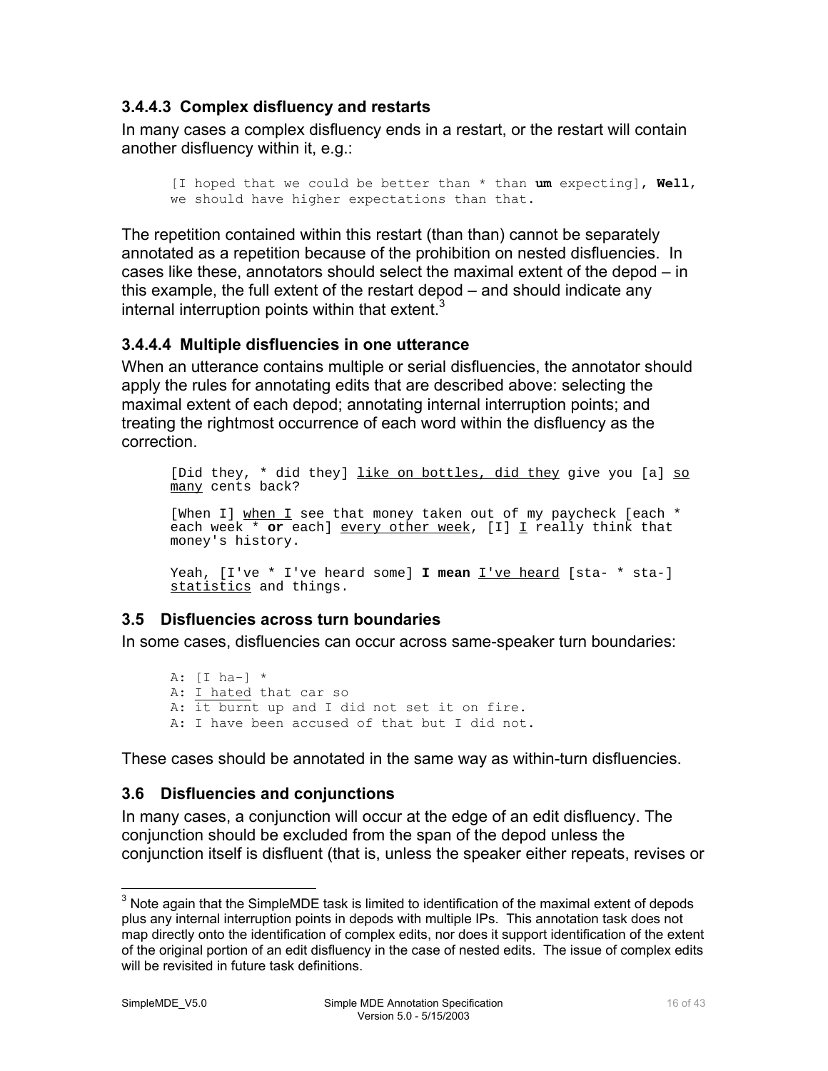### 3.4.4.3 Complex disfluency and restarts

In many cases a complex disfluency ends in a restart, or the restart will contain another disfluency within it, e.g.:

> [I hoped that we could be better than * than **um** expecting], **Well**, we should have higher expectations than that.

The repetition contained within this restart (than than) cannot be separately annotated as a repetition because of the prohibition on nested disfluencies. In cases like these, annotators should select the maximal extent of the depod – in this example, the full extent of the restart depod – and should indicate any internal interruption points within that extent.[3]

### 3.4.4.4 Multiple disfluencies in one utterance

When an utterance contains multiple or serial disfluencies, the annotator should apply the rules for annotating edits that are described above: selecting the maximal extent of each depod; annotating internal interruption points; and treating the rightmost occurrence of each word within the disfluency as the correction.

> [Did they, * did they] <u>like on bottles, did they</u> give you [a] <u>so many</u> cents back?
>
> [When I] <u>when I</u> see that money taken out of my paycheck [each * each week * **or** each] <u>every other week</u>, [I] <u>I</u> really think that money's history.
>
> Yeah, [I've * I've heard some] **I mean** <u>I've heard</u> [sta- * sta-] <u>statistics</u> and things.

## 3.5 Disfluencies across turn boundaries

In some cases, disfluencies can occur across same-speaker turn boundaries:

> A: [I ha-] *
> A: <u>I hated</u> that car so
> A: it burnt up and I did not set it on fire.
> A: I have been accused of that but I did not.

These cases should be annotated in the same way as within-turn disfluencies.

## 3.6 Disfluencies and conjunctions

In many cases, a conjunction will occur at the edge of an edit disfluency. The conjunction should be excluded from the span of the depod unless the conjunction itself is disfluent (that is, unless the speaker either repeats, revises or

---

[3] Note again that the SimpleMDE task is limited to identification of the maximal extent of depods plus any internal interruption points in depods with multiple IPs. This annotation task does not map directly onto the identification of complex edits, nor does it support identification of the extent of the original portion of an edit disfluency in the case of nested edits. The issue of complex edits will be revisited in future task definitions.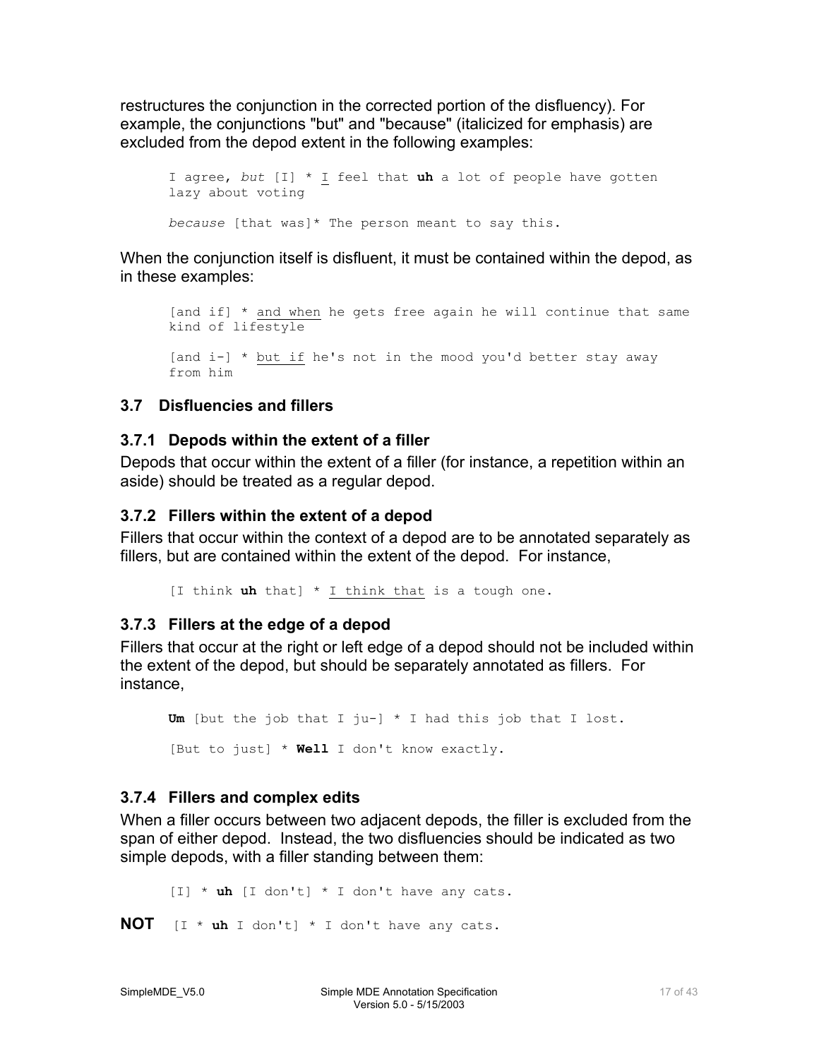restructures the conjunction in the corrected portion of the disfluency). For example, the conjunctions "but" and "because" (italicized for emphasis) are excluded from the depod extent in the following examples:

> I agree, *but* [I] * <u>I</u> feel that **uh** a lot of people have gotten lazy about voting
>
> *because* [that was]* The person meant to say this.

When the conjunction itself is disfluent, it must be contained within the depod, as in these examples:

> [and if] * <u>and when</u> he gets free again he will continue that same kind of lifestyle
>
> [and i-] * <u>but if</u> he's not in the mood you'd better stay away from him

### 3.7 Disfluencies and fillers

#### 3.7.1 Depods within the extent of a filler

Depods that occur within the extent of a filler (for instance, a repetition within an aside) should be treated as a regular depod.

#### 3.7.2 Fillers within the extent of a depod

Fillers that occur within the context of a depod are to be annotated separately as fillers, but are contained within the extent of the depod. For instance,

> [I think **uh** that] * <u>I think that</u> is a tough one.

#### 3.7.3 Fillers at the edge of a depod

Fillers that occur at the right or left edge of a depod should not be included within the extent of the depod, but should be separately annotated as fillers. For instance,

> **Um** [but the job that I ju-] * I had this job that I lost.
>
> [But to just] * **Well** I don't know exactly.

#### 3.7.4 Fillers and complex edits

When a filler occurs between two adjacent depods, the filler is excluded from the span of either depod. Instead, the two disfluencies should be indicated as two simple depods, with a filler standing between them:

> [I] * **uh** [I don't] * I don't have any cats.

**NOT** [I * **uh** I don't] * I don't have any cats.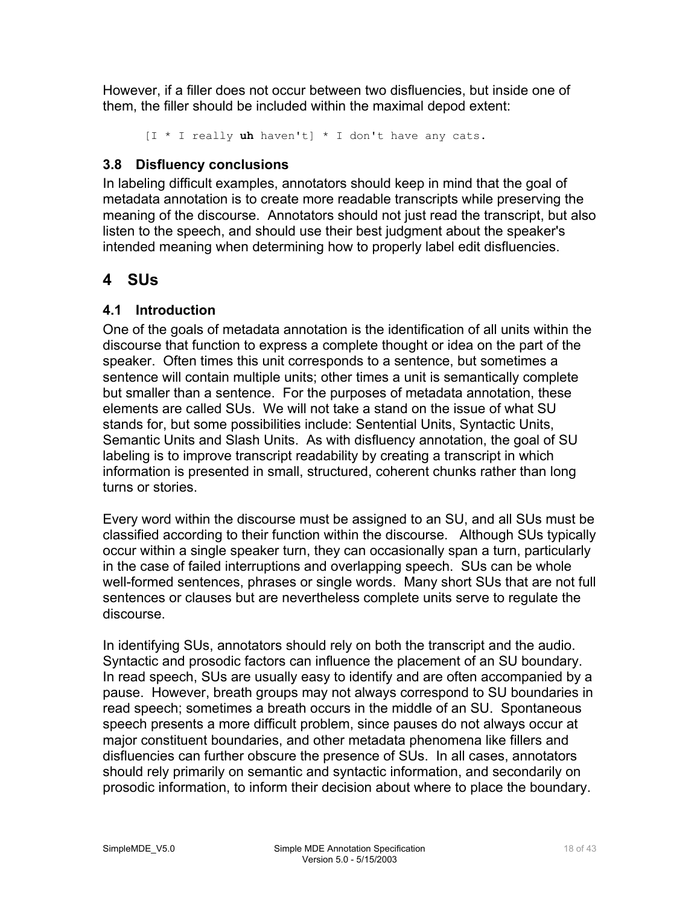However, if a filler does not occur between two disfluencies, but inside one of them, the filler should be included within the maximal depod extent:

```
[I * I really uh haven't] * I don't have any cats.
```

### 3.8 Disfluency conclusions

In labeling difficult examples, annotators should keep in mind that the goal of metadata annotation is to create more readable transcripts while preserving the meaning of the discourse. Annotators should not just read the transcript, but also listen to the speech, and should use their best judgment about the speaker's intended meaning when determining how to properly label edit disfluencies.

## 4 SUs

### 4.1 Introduction

One of the goals of metadata annotation is the identification of all units within the discourse that function to express a complete thought or idea on the part of the speaker. Often times this unit corresponds to a sentence, but sometimes a sentence will contain multiple units; other times a unit is semantically complete but smaller than a sentence. For the purposes of metadata annotation, these elements are called SUs. We will not take a stand on the issue of what SU stands for, but some possibilities include: Sentential Units, Syntactic Units, Semantic Units and Slash Units. As with disfluency annotation, the goal of SU labeling is to improve transcript readability by creating a transcript in which information is presented in small, structured, coherent chunks rather than long turns or stories.

Every word within the discourse must be assigned to an SU, and all SUs must be classified according to their function within the discourse. Although SUs typically occur within a single speaker turn, they can occasionally span a turn, particularly in the case of failed interruptions and overlapping speech. SUs can be whole well-formed sentences, phrases or single words. Many short SUs that are not full sentences or clauses but are nevertheless complete units serve to regulate the discourse.

In identifying SUs, annotators should rely on both the transcript and the audio. Syntactic and prosodic factors can influence the placement of an SU boundary. In read speech, SUs are usually easy to identify and are often accompanied by a pause. However, breath groups may not always correspond to SU boundaries in read speech; sometimes a breath occurs in the middle of an SU. Spontaneous speech presents a more difficult problem, since pauses do not always occur at major constituent boundaries, and other metadata phenomena like fillers and disfluencies can further obscure the presence of SUs. In all cases, annotators should rely primarily on semantic and syntactic information, and secondarily on prosodic information, to inform their decision about where to place the boundary.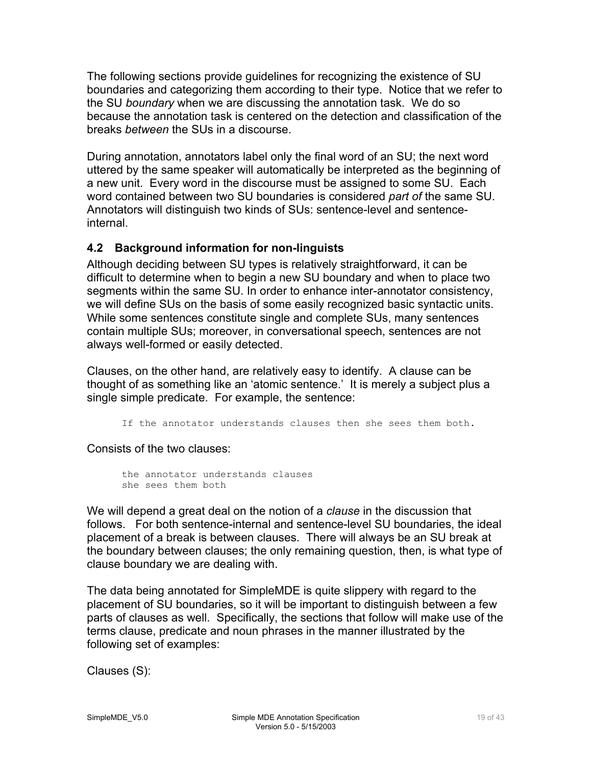The following sections provide guidelines for recognizing the existence of SU boundaries and categorizing them according to their type. Notice that we refer to the SU *boundary* when we are discussing the annotation task. We do so because the annotation task is centered on the detection and classification of the breaks *between* the SUs in a discourse.

During annotation, annotators label only the final word of an SU; the next word uttered by the same speaker will automatically be interpreted as the beginning of a new unit. Every word in the discourse must be assigned to some SU. Each word contained between two SU boundaries is considered *part of* the same SU. Annotators will distinguish two kinds of SUs: sentence-level and sentence-internal.

### 4.2 Background information for non-linguists

Although deciding between SU types is relatively straightforward, it can be difficult to determine when to begin a new SU boundary and when to place two segments within the same SU. In order to enhance inter-annotator consistency, we will define SUs on the basis of some easily recognized basic syntactic units. While some sentences constitute single and complete SUs, many sentences contain multiple SUs; moreover, in conversational speech, sentences are not always well-formed or easily detected.

Clauses, on the other hand, are relatively easy to identify. A clause can be thought of as something like an ‘atomic sentence.’ It is merely a subject plus a single simple predicate. For example, the sentence:

```
If the annotator understands clauses then she sees them both.
```

Consists of the two clauses:

```
the annotator understands clauses
she sees them both
```

We will depend a great deal on the notion of a *clause* in the discussion that follows. For both sentence-internal and sentence-level SU boundaries, the ideal placement of a break is between clauses. There will always be an SU break at the boundary between clauses; the only remaining question, then, is what type of clause boundary we are dealing with.

The data being annotated for SimpleMDE is quite slippery with regard to the placement of SU boundaries, so it will be important to distinguish between a few parts of clauses as well. Specifically, the sections that follow will make use of the terms clause, predicate and noun phrases in the manner illustrated by the following set of examples:

Clauses (S):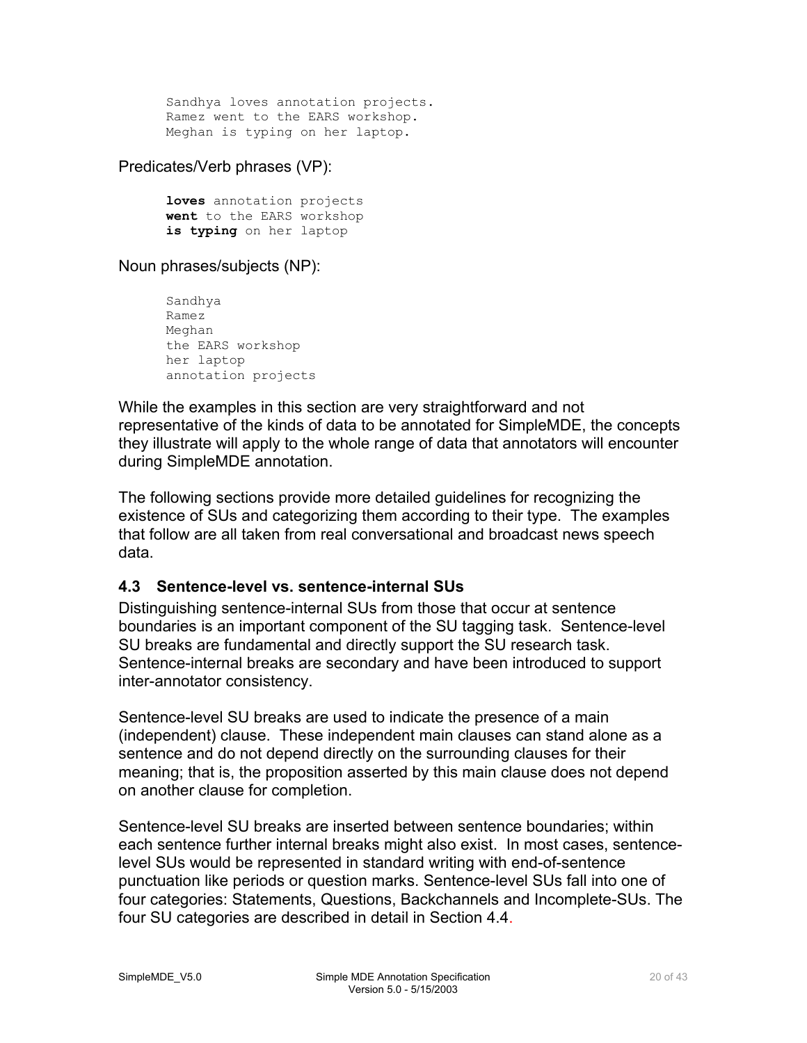```
Sandhya loves annotation projects.
Ramez went to the EARS workshop.
Meghan is typing on her laptop.
```

Predicates/Verb phrases (VP):

```
loves annotation projects
went to the EARS workshop
is typing on her laptop
```

Noun phrases/subjects (NP):

```
Sandhya
Ramez
Meghan
the EARS workshop
her laptop
annotation projects
```

While the examples in this section are very straightforward and not representative of the kinds of data to be annotated for SimpleMDE, the concepts they illustrate will apply to the whole range of data that annotators will encounter during SimpleMDE annotation.

The following sections provide more detailed guidelines for recognizing the existence of SUs and categorizing them according to their type. The examples that follow are all taken from real conversational and broadcast news speech data.

### 4.3 Sentence-level vs. sentence-internal SUs

Distinguishing sentence-internal SUs from those that occur at sentence boundaries is an important component of the SU tagging task. Sentence-level SU breaks are fundamental and directly support the SU research task. Sentence-internal breaks are secondary and have been introduced to support inter-annotator consistency.

Sentence-level SU breaks are used to indicate the presence of a main (independent) clause. These independent main clauses can stand alone as a sentence and do not depend directly on the surrounding clauses for their meaning; that is, the proposition asserted by this main clause does not depend on another clause for completion.

Sentence-level SU breaks are inserted between sentence boundaries; within each sentence further internal breaks might also exist. In most cases, sentence-level SUs would be represented in standard writing with end-of-sentence punctuation like periods or question marks. Sentence-level SUs fall into one of four categories: Statements, Questions, Backchannels and Incomplete-SUs. The four SU categories are described in detail in Section 4.4.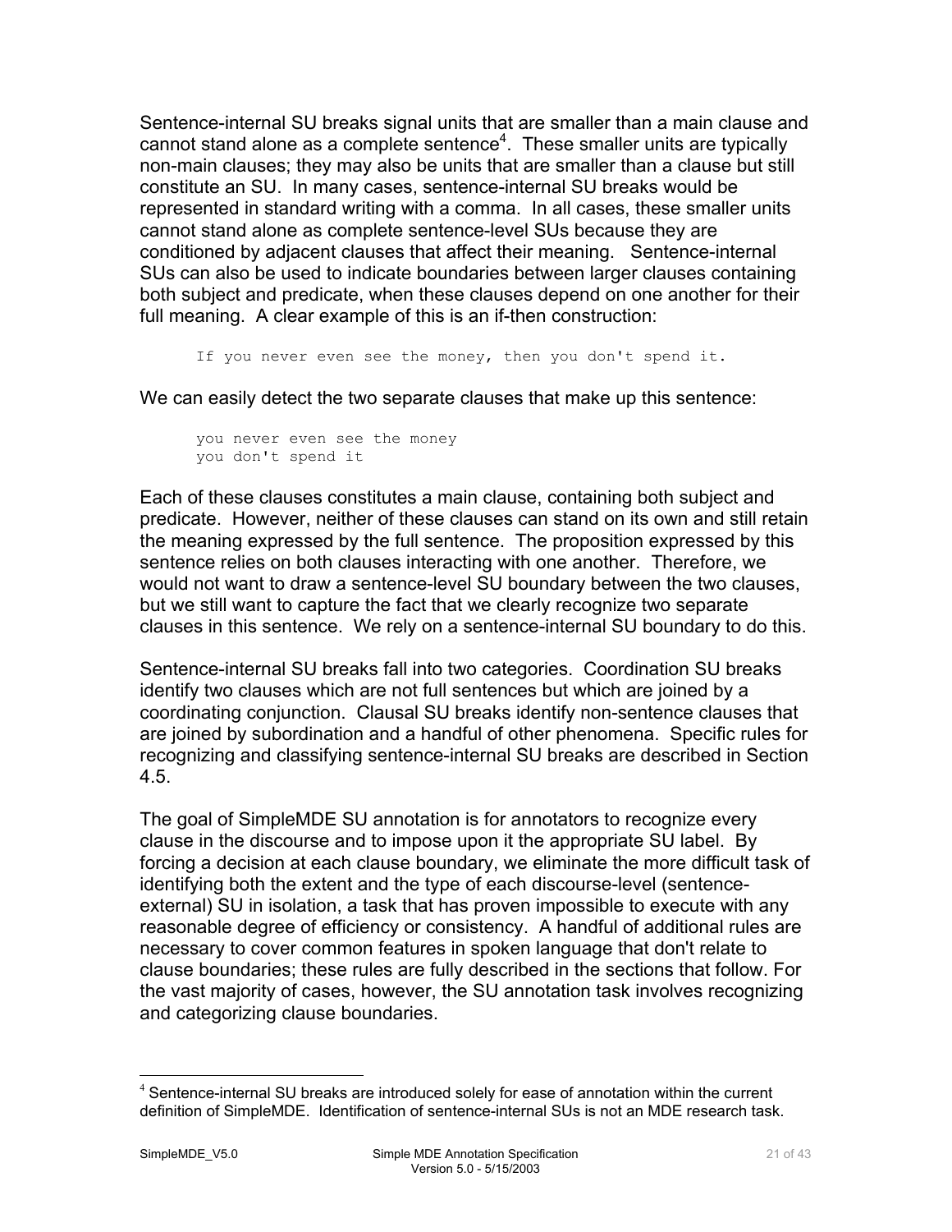Sentence-internal SU breaks signal units that are smaller than a main clause and cannot stand alone as a complete sentence[4]. These smaller units are typically non-main clauses; they may also be units that are smaller than a clause but still constitute an SU. In many cases, sentence-internal SU breaks would be represented in standard writing with a comma. In all cases, these smaller units cannot stand alone as complete sentence-level SUs because they are conditioned by adjacent clauses that affect their meaning. Sentence-internal SUs can also be used to indicate boundaries between larger clauses containing both subject and predicate, when these clauses depend on one another for their full meaning. A clear example of this is an if-then construction:

```
If you never even see the money, then you don't spend it.
```

We can easily detect the two separate clauses that make up this sentence:

```
you never even see the money
you don't spend it
```

Each of these clauses constitutes a main clause, containing both subject and predicate. However, neither of these clauses can stand on its own and still retain the meaning expressed by the full sentence. The proposition expressed by this sentence relies on both clauses interacting with one another. Therefore, we would not want to draw a sentence-level SU boundary between the two clauses, but we still want to capture the fact that we clearly recognize two separate clauses in this sentence. We rely on a sentence-internal SU boundary to do this.

Sentence-internal SU breaks fall into two categories. Coordination SU breaks identify two clauses which are not full sentences but which are joined by a coordinating conjunction. Clausal SU breaks identify non-sentence clauses that are joined by subordination and a handful of other phenomena. Specific rules for recognizing and classifying sentence-internal SU breaks are described in Section 4.5.

The goal of SimpleMDE SU annotation is for annotators to recognize every clause in the discourse and to impose upon it the appropriate SU label. By forcing a decision at each clause boundary, we eliminate the more difficult task of identifying both the extent and the type of each discourse-level (sentence-external) SU in isolation, a task that has proven impossible to execute with any reasonable degree of efficiency or consistency. A handful of additional rules are necessary to cover common features in spoken language that don't relate to clause boundaries; these rules are fully described in the sections that follow. For the vast majority of cases, however, the SU annotation task involves recognizing and categorizing clause boundaries.

[4] Sentence-internal SU breaks are introduced solely for ease of annotation within the current definition of SimpleMDE. Identification of sentence-internal SUs is not an MDE research task.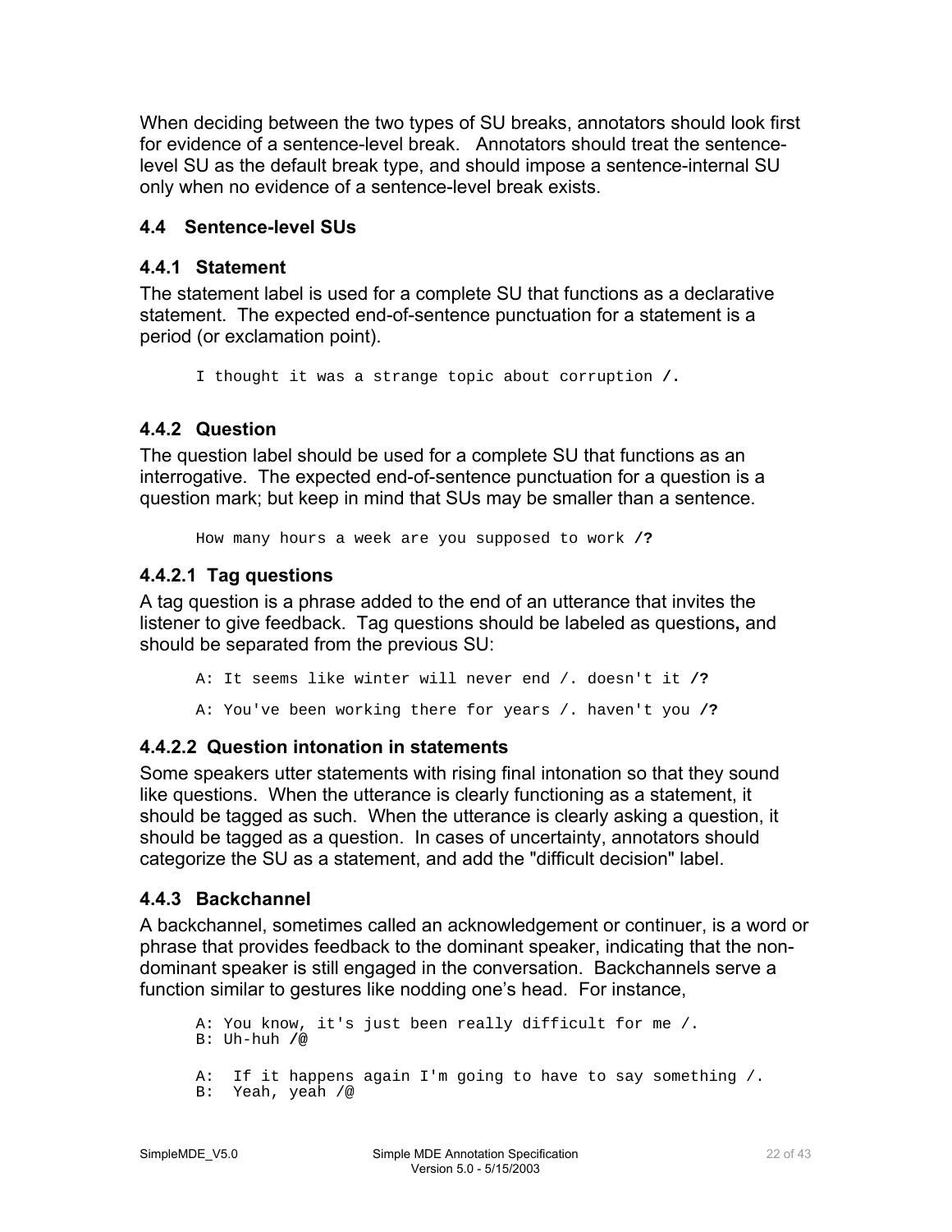When deciding between the two types of SU breaks, annotators should look first for evidence of a sentence-level break. Annotators should treat the sentence-level SU as the default break type, and should impose a sentence-internal SU only when no evidence of a sentence-level break exists.

## 4.4 Sentence-level SUs

### 4.4.1 Statement

The statement label is used for a complete SU that functions as a declarative statement. The expected end-of-sentence punctuation for a statement is a period (or exclamation point).

```
I thought it was a strange topic about corruption /.
```

### 4.4.2 Question

The question label should be used for a complete SU that functions as an interrogative. The expected end-of-sentence punctuation for a question is a question mark; but keep in mind that SUs may be smaller than a sentence.

```
How many hours a week are you supposed to work /?
```

#### 4.4.2.1 Tag questions

A tag question is a phrase added to the end of an utterance that invites the listener to give feedback. Tag questions should be labeled as questions**,** and should be separated from the previous SU:

```
A: It seems like winter will never end /. doesn't it /?

A: You've been working there for years /. haven't you /?
```

#### 4.4.2.2 Question intonation in statements

Some speakers utter statements with rising final intonation so that they sound like questions. When the utterance is clearly functioning as a statement, it should be tagged as such. When the utterance is clearly asking a question, it should be tagged as a question. In cases of uncertainty, annotators should categorize the SU as a statement, and add the "difficult decision" label.

### 4.4.3 Backchannel

A backchannel, sometimes called an acknowledgement or continuer, is a word or phrase that provides feedback to the dominant speaker, indicating that the non-dominant speaker is still engaged in the conversation. Backchannels serve a function similar to gestures like nodding one's head. For instance,

```
A: You know, it's just been really difficult for me /.
B: Uh-huh /@

A:  If it happens again I'm going to have to say something /.
B:  Yeah, yeah /@
```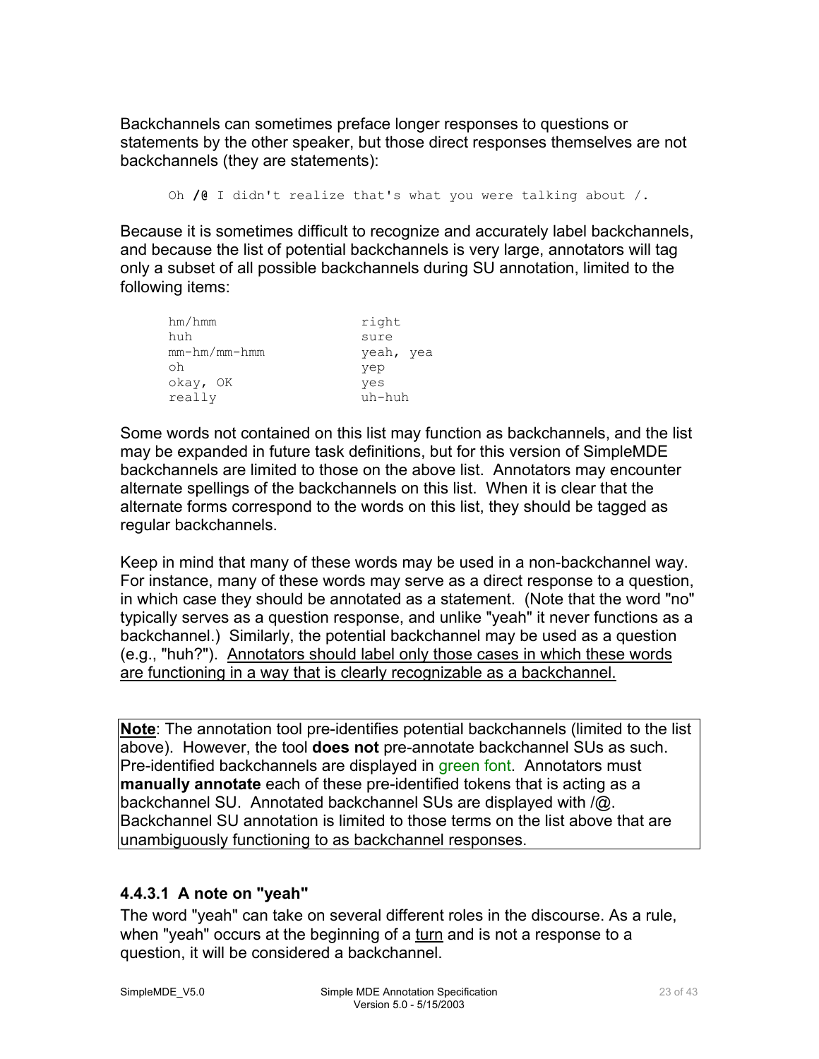Backchannels can sometimes preface longer responses to questions or statements by the other speaker, but those direct responses themselves are not backchannels (they are statements):

```
Oh /@ I didn't realize that's what you were talking about /.
```

Because it is sometimes difficult to recognize and accurately label backchannels, and because the list of potential backchannels is very large, annotators will tag only a subset of all possible backchannels during SU annotation, limited to the following items:

```
hm/hmm          right
huh             sure
mm-hm/mm-hmm    yeah, yea
oh              yep
okay, OK        yes
really          uh-huh
```

Some words not contained on this list may function as backchannels, and the list may be expanded in future task definitions, but for this version of SimpleMDE backchannels are limited to those on the above list. Annotators may encounter alternate spellings of the backchannels on this list. When it is clear that the alternate forms correspond to the words on this list, they should be tagged as regular backchannels.

Keep in mind that many of these words may be used in a non-backchannel way. For instance, many of these words may serve as a direct response to a question, in which case they should be annotated as a statement. (Note that the word "no" typically serves as a question response, and unlike "yeah" it never functions as a backchannel.) Similarly, the potential backchannel may be used as a question (e.g., "huh?"). Annotators should label only those cases in which these words are functioning in a way that is clearly recognizable as a backchannel.

**Note**: The annotation tool pre-identifies potential backchannels (limited to the list above). However, the tool **does not** pre-annotate backchannel SUs as such. Pre-identified backchannels are displayed in green font. Annotators must **manually annotate** each of these pre-identified tokens that is acting as a backchannel SU. Annotated backchannel SUs are displayed with /@. Backchannel SU annotation is limited to those terms on the list above that are unambiguously functioning to as backchannel responses.

#### 4.4.3.1 A note on "yeah"

The word "yeah" can take on several different roles in the discourse. As a rule, when "yeah" occurs at the beginning of a turn and is not a response to a question, it will be considered a backchannel.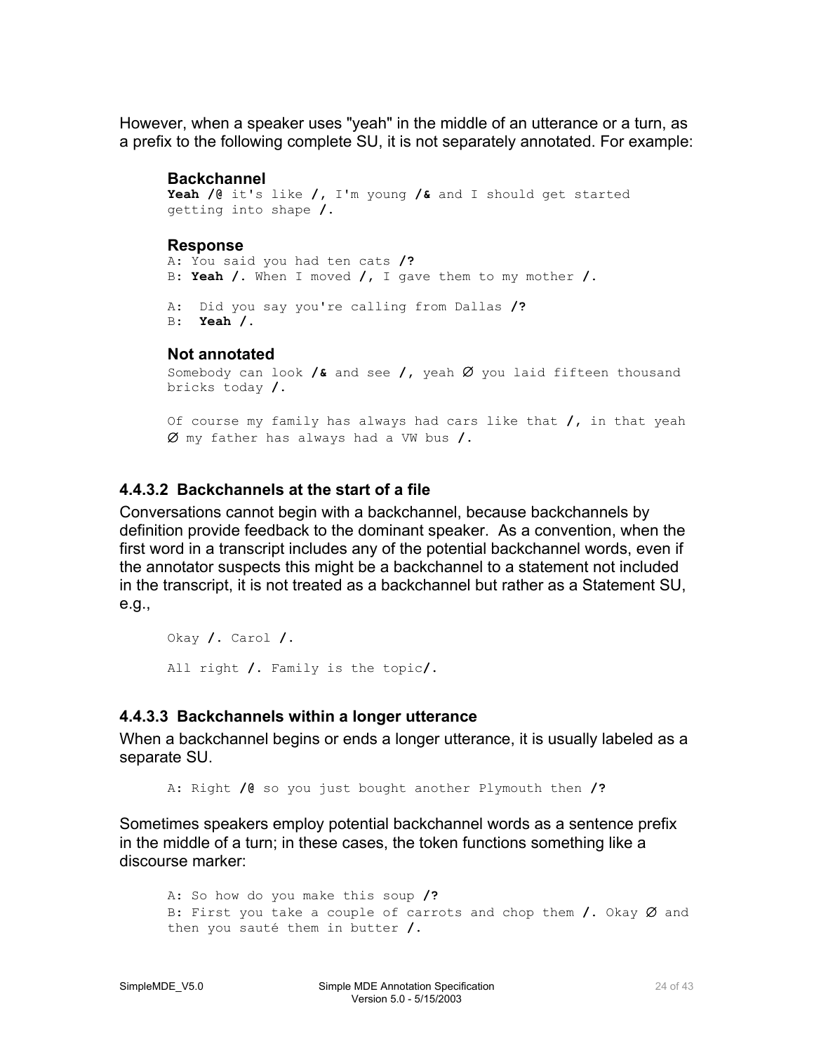However, when a speaker uses "yeah" in the middle of an utterance or a turn, as a prefix to the following complete SU, it is not separately annotated. For example:

**Backchannel**

```
Yeah /@ it's like /, I'm young /& and I should get started
getting into shape /.
```

**Response**

```
A: You said you had ten cats /?
B: Yeah /. When I moved /, I gave them to my mother /.

A:  Did you say you're calling from Dallas /?
B:  Yeah /.
```

**Not annotated**

```
Somebody can look /& and see /, yeah Ø you laid fifteen thousand
bricks today /.

Of course my family has always had cars like that /, in that yeah
Ø my father has always had a VW bus /.
```

#### 4.4.3.2 Backchannels at the start of a file

Conversations cannot begin with a backchannel, because backchannels by definition provide feedback to the dominant speaker. As a convention, when the first word in a transcript includes any of the potential backchannel words, even if the annotator suspects this might be a backchannel to a statement not included in the transcript, it is not treated as a backchannel but rather as a Statement SU, e.g.,

```
Okay /. Carol /.

All right /. Family is the topic/.
```

#### 4.4.3.3 Backchannels within a longer utterance

When a backchannel begins or ends a longer utterance, it is usually labeled as a separate SU.

```
A: Right /@ so you just bought another Plymouth then /?
```

Sometimes speakers employ potential backchannel words as a sentence prefix in the middle of a turn; in these cases, the token functions something like a discourse marker:

```
A: So how do you make this soup /?
B: First you take a couple of carrots and chop them /. Okay Ø and
then you sauté them in butter /.
```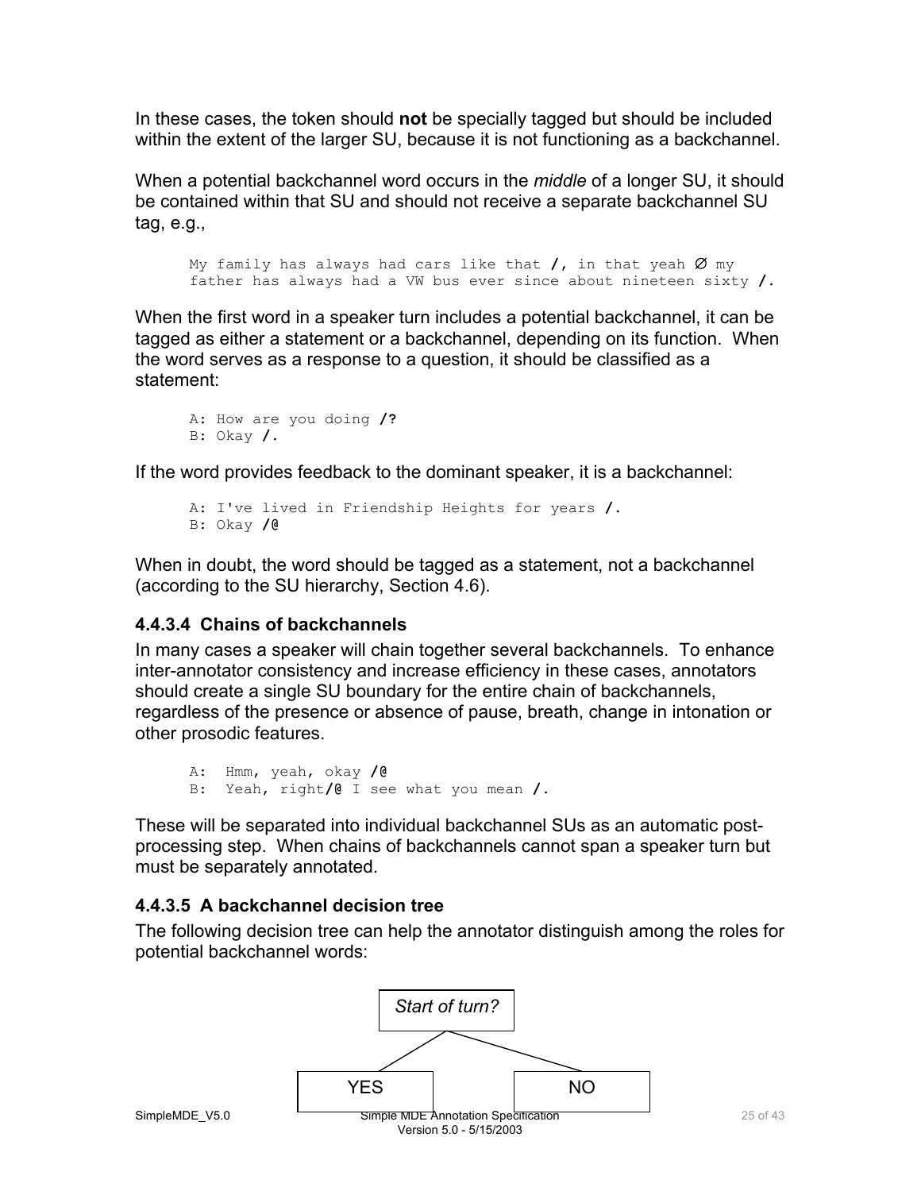In these cases, the token should **not** be specially tagged but should be included within the extent of the larger SU, because it is not functioning as a backchannel.

When a potential backchannel word occurs in the *middle* of a longer SU, it should be contained within that SU and should not receive a separate backchannel SU tag, e.g.,

```
My family has always had cars like that /, in that yeah Ø my
father has always had a VW bus ever since about nineteen sixty /.
```

When the first word in a speaker turn includes a potential backchannel, it can be tagged as either a statement or a backchannel, depending on its function. When the word serves as a response to a question, it should be classified as a statement:

```
A: How are you doing /?
B: Okay /.
```

If the word provides feedback to the dominant speaker, it is a backchannel:

```
A: I've lived in Friendship Heights for years /.
B: Okay /@
```

When in doubt, the word should be tagged as a statement, not a backchannel (according to the SU hierarchy, Section 4.6).

#### 4.4.3.4 Chains of backchannels

In many cases a speaker will chain together several backchannels. To enhance inter-annotator consistency and increase efficiency in these cases, annotators should create a single SU boundary for the entire chain of backchannels, regardless of the presence or absence of pause, breath, change in intonation or other prosodic features.

```
A:  Hmm, yeah, okay /@
B:  Yeah, right/@ I see what you mean /.
```

These will be separated into individual backchannel SUs as an automatic post-processing step. When chains of backchannels cannot span a speaker turn but must be separately annotated.

#### 4.4.3.5 A backchannel decision tree

The following decision tree can help the annotator distinguish among the roles for potential backchannel words:

*Start of turn?*

YES | NO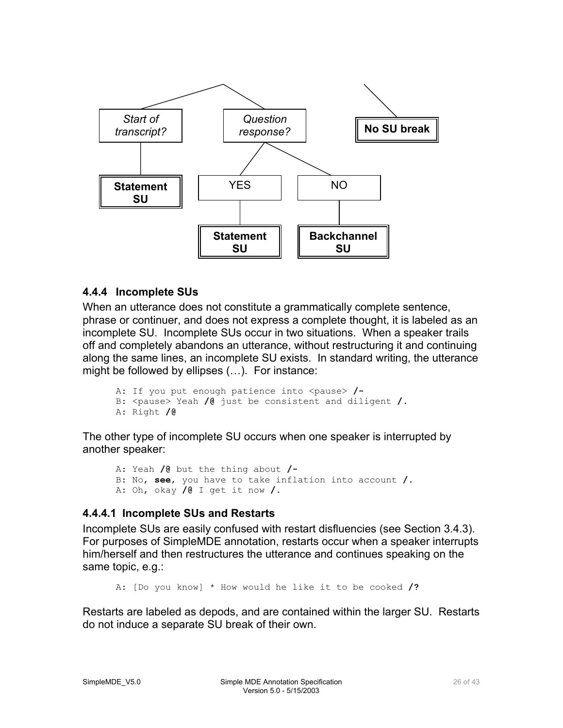Start of transcript?

Question response?

No SU break

Statement SU

YES

NO

Statement SU

Backchannel SU

### 4.4.4 Incomplete SUs

When an utterance does not constitute a grammatically complete sentence, phrase or continuer, and does not express a complete thought, it is labeled as an incomplete SU. Incomplete SUs occur in two situations. When a speaker trails off and completely abandons an utterance, without restructuring it and continuing along the same lines, an incomplete SU exists. In standard writing, the utterance might be followed by ellipses (…). For instance:

```
A: If you put enough patience into <pause> /-
B: <pause> Yeah /@ just be consistent and diligent /.
A: Right /@
```

The other type of incomplete SU occurs when one speaker is interrupted by another speaker:

```
A: Yeah /@ but the thing about /-
B: No, see, you have to take inflation into account /.
A: Oh, okay /@ I get it now /.
```

#### 4.4.4.1 Incomplete SUs and Restarts

Incomplete SUs are easily confused with restart disfluencies (see Section 3.4.3). For purposes of SimpleMDE annotation, restarts occur when a speaker interrupts him/herself and then restructures the utterance and continues speaking on the same topic, e.g.:

```
A: [Do you know] * How would he like it to be cooked /?
```

Restarts are labeled as depods, and are contained within the larger SU. Restarts do not induce a separate SU break of their own.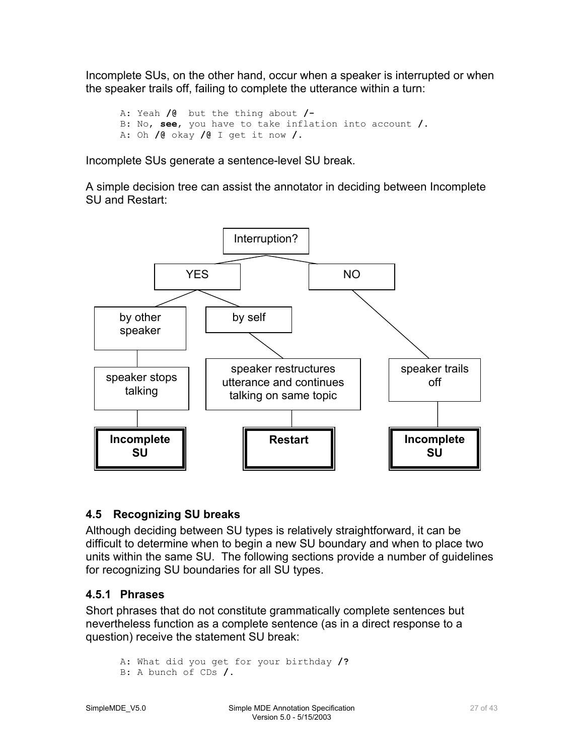Incomplete SUs, on the other hand, occur when a speaker is interrupted or when the speaker trails off, failing to complete the utterance within a turn:

```
A: Yeah /@  but the thing about /-
B: No, see, you have to take inflation into account /.
A: Oh /@ okay /@ I get it now /.
```

Incomplete SUs generate a sentence-level SU break.

A simple decision tree can assist the annotator in deciding between Incomplete SU and Restart:

- Interruption?
  - YES
    - by other speaker
      - speaker stops talking
        - **Incomplete SU**
    - by self
      - speaker restructures utterance and continues talking on same topic
        - **Restart**
  - NO
    - speaker trails off
      - **Incomplete SU**

### 4.5 Recognizing SU breaks

Although deciding between SU types is relatively straightforward, it can be difficult to determine when to begin a new SU boundary and when to place two units within the same SU. The following sections provide a number of guidelines for recognizing SU boundaries for all SU types.

#### 4.5.1 Phrases

Short phrases that do not constitute grammatically complete sentences but nevertheless function as a complete sentence (as in a direct response to a question) receive the statement SU break:

```
A: What did you get for your birthday /?
B: A bunch of CDs /.
```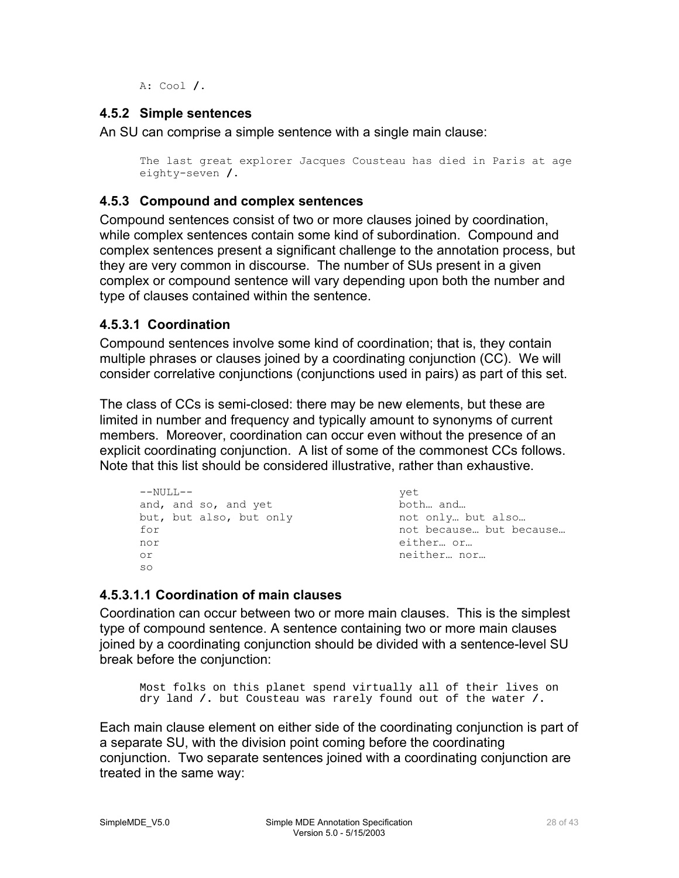```
A: Cool /.
```

### 4.5.2 Simple sentences

An SU can comprise a simple sentence with a single main clause:

```
The last great explorer Jacques Cousteau has died in Paris at age
eighty-seven /.
```

### 4.5.3 Compound and complex sentences

Compound sentences consist of two or more clauses joined by coordination, while complex sentences contain some kind of subordination. Compound and complex sentences present a significant challenge to the annotation process, but they are very common in discourse. The number of SUs present in a given complex or compound sentence will vary depending upon both the number and type of clauses contained within the sentence.

#### 4.5.3.1 Coordination

Compound sentences involve some kind of coordination; that is, they contain multiple phrases or clauses joined by a coordinating conjunction (CC). We will consider correlative conjunctions (conjunctions used in pairs) as part of this set.

The class of CCs is semi-closed: there may be new elements, but these are limited in number and frequency and typically amount to synonyms of current members. Moreover, coordination can occur even without the presence of an explicit coordinating conjunction. A list of some of the commonest CCs follows. Note that this list should be considered illustrative, rather than exhaustive.

```
--NULL--
and, and so, and yet
but, but also, but only
for
nor
or
so
yet
both… and…
not only… but also…
not because… but because…
either… or…
neither… nor…
```

##### 4.5.3.1.1 Coordination of main clauses

Coordination can occur between two or more main clauses. This is the simplest type of compound sentence. A sentence containing two or more main clauses joined by a coordinating conjunction should be divided with a sentence-level SU break before the conjunction:

```
Most folks on this planet spend virtually all of their lives on
dry land /. but Cousteau was rarely found out of the water /.
```

Each main clause element on either side of the coordinating conjunction is part of a separate SU, with the division point coming before the coordinating conjunction. Two separate sentences joined with a coordinating conjunction are treated in the same way: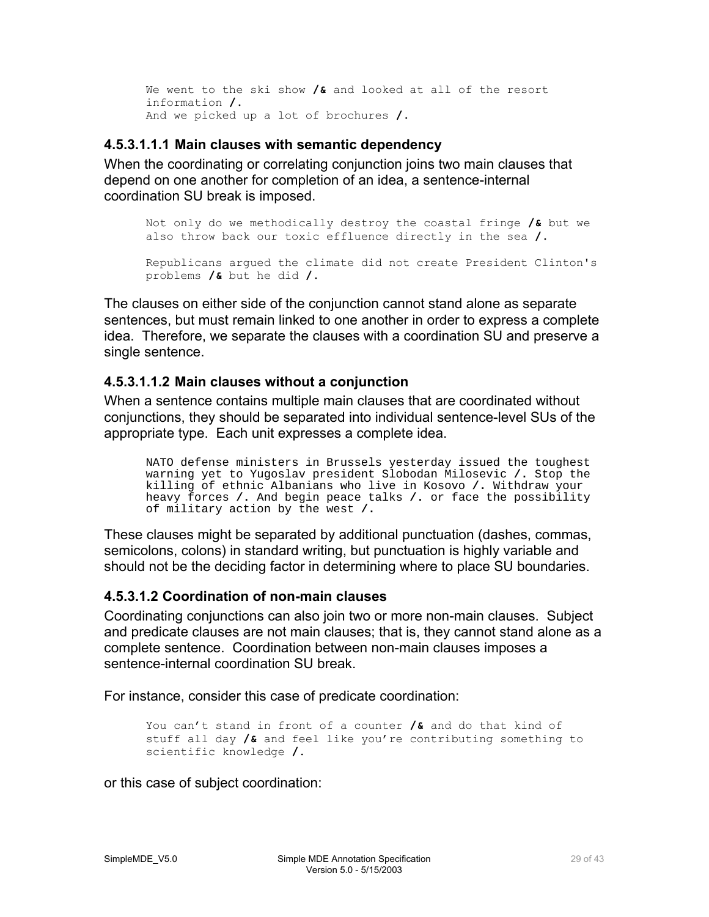```
We went to the ski show /& and looked at all of the resort
information /.
And we picked up a lot of brochures /.
```

#### 4.5.3.1.1.1 Main clauses with semantic dependency

When the coordinating or correlating conjunction joins two main clauses that depend on one another for completion of an idea, a sentence-internal coordination SU break is imposed.

```
Not only do we methodically destroy the coastal fringe /& but we
also throw back our toxic effluence directly in the sea /.

Republicans argued the climate did not create President Clinton's
problems /& but he did /.
```

The clauses on either side of the conjunction cannot stand alone as separate sentences, but must remain linked to one another in order to express a complete idea. Therefore, we separate the clauses with a coordination SU and preserve a single sentence.

#### 4.5.3.1.1.2 Main clauses without a conjunction

When a sentence contains multiple main clauses that are coordinated without conjunctions, they should be separated into individual sentence-level SUs of the appropriate type. Each unit expresses a complete idea.

```
NATO defense ministers in Brussels yesterday issued the toughest
warning yet to Yugoslav president Slobodan Milosevic /. Stop the
killing of ethnic Albanians who live in Kosovo /. Withdraw your
heavy forces /. And begin peace talks /. or face the possibility
of military action by the west /.
```

These clauses might be separated by additional punctuation (dashes, commas, semicolons, colons) in standard writing, but punctuation is highly variable and should not be the deciding factor in determining where to place SU boundaries.

#### 4.5.3.1.2 Coordination of non-main clauses

Coordinating conjunctions can also join two or more non-main clauses. Subject and predicate clauses are not main clauses; that is, they cannot stand alone as a complete sentence. Coordination between non-main clauses imposes a sentence-internal coordination SU break.

For instance, consider this case of predicate coordination:

```
You can't stand in front of a counter /& and do that kind of
stuff all day /& and feel like you're contributing something to
scientific knowledge /.
```

or this case of subject coordination: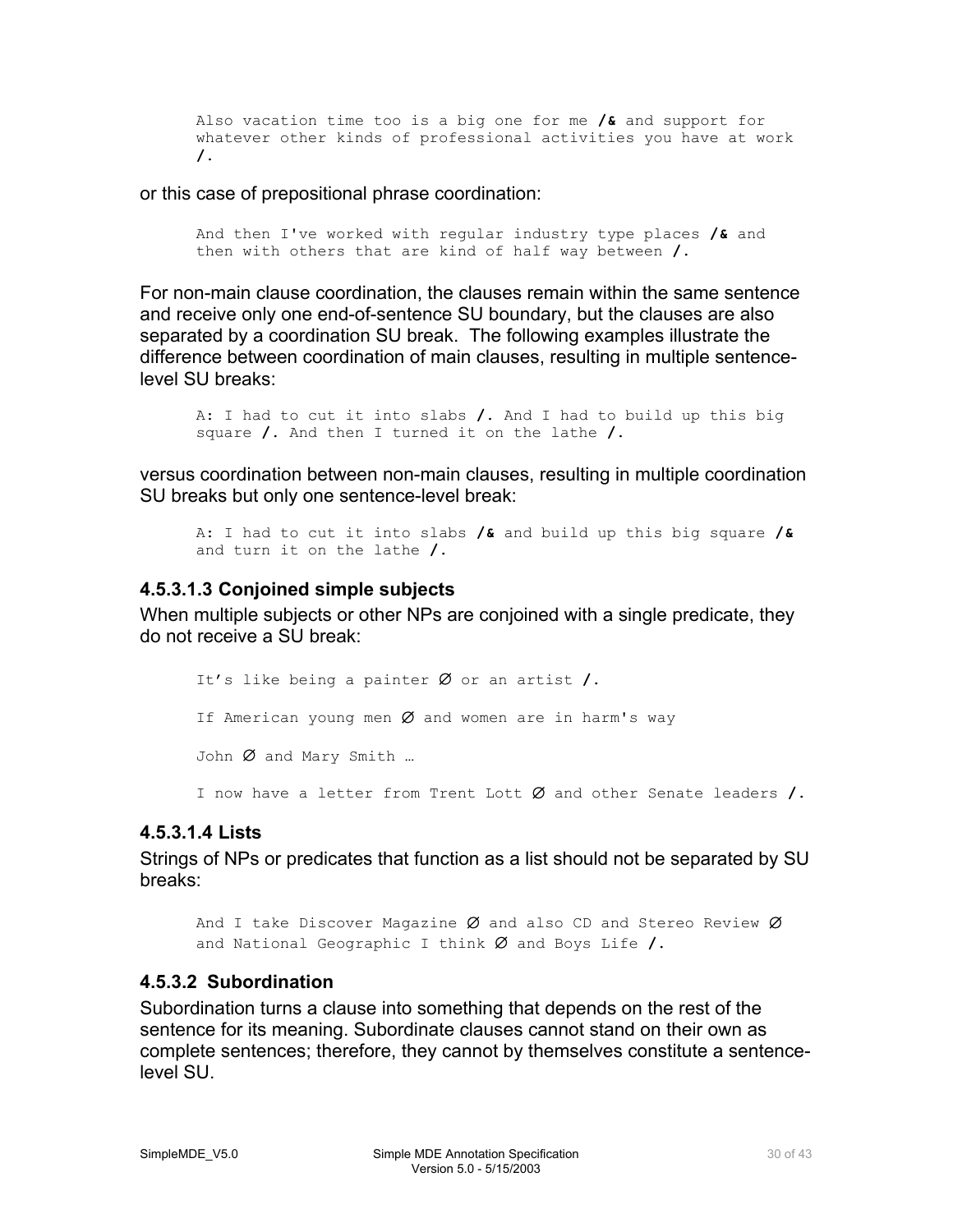```
Also vacation time too is a big one for me /& and support for
whatever other kinds of professional activities you have at work
/.
```

or this case of prepositional phrase coordination:

```
And then I've worked with regular industry type places /& and
then with others that are kind of half way between /.
```

For non-main clause coordination, the clauses remain within the same sentence and receive only one end-of-sentence SU boundary, but the clauses are also separated by a coordination SU break. The following examples illustrate the difference between coordination of main clauses, resulting in multiple sentence-level SU breaks:

```
A: I had to cut it into slabs /. And I had to build up this big
square /. And then I turned it on the lathe /.
```

versus coordination between non-main clauses, resulting in multiple coordination SU breaks but only one sentence-level break:

```
A: I had to cut it into slabs /& and build up this big square /&
and turn it on the lathe /.
```

#### 4.5.3.1.3 Conjoined simple subjects

When multiple subjects or other NPs are conjoined with a single predicate, they do not receive a SU break:

```
It's like being a painter ∅ or an artist /.

If American young men ∅ and women are in harm's way

John ∅ and Mary Smith …

I now have a letter from Trent Lott ∅ and other Senate leaders /.
```

#### 4.5.3.1.4 Lists

Strings of NPs or predicates that function as a list should not be separated by SU breaks:

```
And I take Discover Magazine ∅ and also CD and Stereo Review ∅
and National Geographic I think ∅ and Boys Life /.
```

### 4.5.3.2 Subordination

Subordination turns a clause into something that depends on the rest of the sentence for its meaning. Subordinate clauses cannot stand on their own as complete sentences; therefore, they cannot by themselves constitute a sentence-level SU.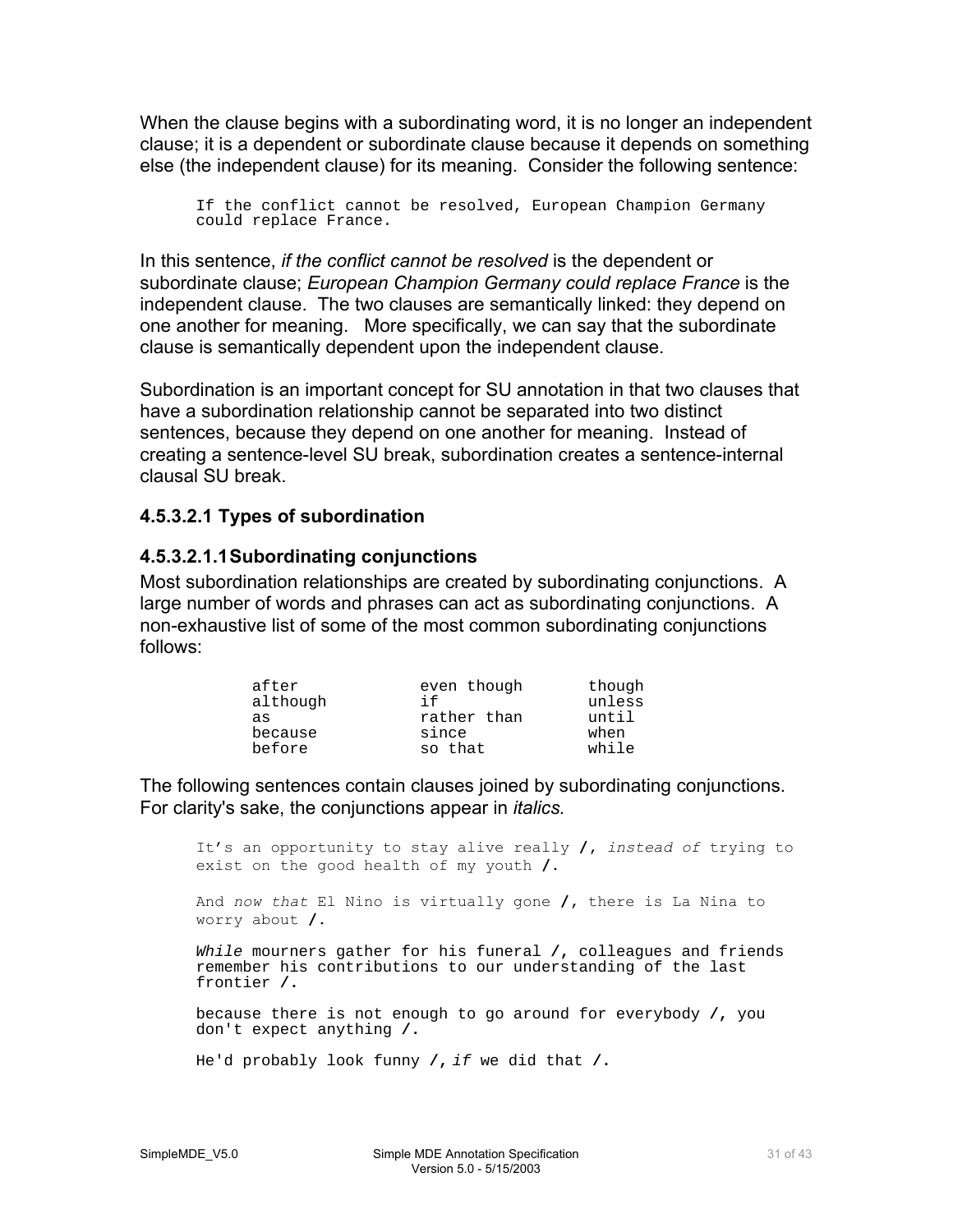When the clause begins with a subordinating word, it is no longer an independent clause; it is a dependent or subordinate clause because it depends on something else (the independent clause) for its meaning. Consider the following sentence:

```
If the conflict cannot be resolved, European Champion Germany
could replace France.
```

In this sentence, *if the conflict cannot be resolved* is the dependent or subordinate clause; *European Champion Germany could replace France* is the independent clause. The two clauses are semantically linked: they depend on one another for meaning. More specifically, we can say that the subordinate clause is semantically dependent upon the independent clause.

Subordination is an important concept for SU annotation in that two clauses that have a subordination relationship cannot be separated into two distinct sentences, because they depend on one another for meaning. Instead of creating a sentence-level SU break, subordination creates a sentence-internal clausal SU break.

#### 4.5.3.2.1 Types of subordination

##### 4.5.3.2.1.1 Subordinating conjunctions

Most subordination relationships are created by subordinating conjunctions. A large number of words and phrases can act as subordinating conjunctions. A non-exhaustive list of some of the most common subordinating conjunctions follows:

```
after          even though     though
although       if              unless
as             rather than     until
because        since           when
before         so that         while
```

The following sentences contain clauses joined by subordinating conjunctions. For clarity's sake, the conjunctions appear in *italics.*

```
It's an opportunity to stay alive really /, instead of trying to
exist on the good health of my youth /.

And now that El Nino is virtually gone /, there is La Nina to
worry about /.

While mourners gather for his funeral /, colleagues and friends
remember his contributions to our understanding of the last
frontier /.

because there is not enough to go around for everybody /, you
don't expect anything /.

He'd probably look funny /, if we did that /.
```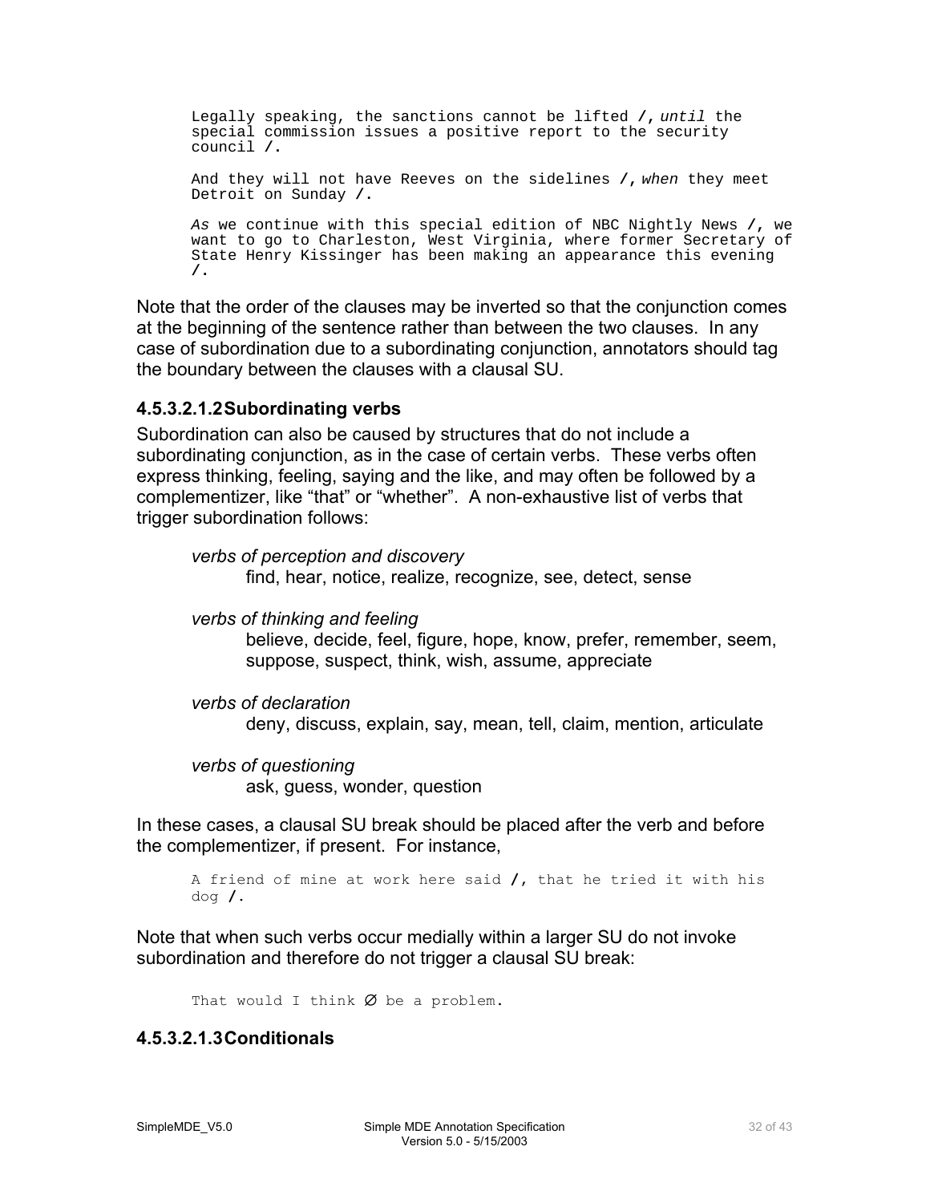```
Legally speaking, the sanctions cannot be lifted /, until the
special commission issues a positive report to the security
council /.

And they will not have Reeves on the sidelines /, when they meet
Detroit on Sunday /.

As we continue with this special edition of NBC Nightly News /, we
want to go to Charleston, West Virginia, where former Secretary of
State Henry Kissinger has been making an appearance this evening
/.
```

Note that the order of the clauses may be inverted so that the conjunction comes at the beginning of the sentence rather than between the two clauses. In any case of subordination due to a subordinating conjunction, annotators should tag the boundary between the clauses with a clausal SU.

#### 4.5.3.2.1.2 Subordinating verbs

Subordination can also be caused by structures that do not include a subordinating conjunction, as in the case of certain verbs. These verbs often express thinking, feeling, saying and the like, and may often be followed by a complementizer, like "that" or "whether". A non-exhaustive list of verbs that trigger subordination follows:

*verbs of perception and discovery*
find, hear, notice, realize, recognize, see, detect, sense

*verbs of thinking and feeling*
believe, decide, feel, figure, hope, know, prefer, remember, seem, suppose, suspect, think, wish, assume, appreciate

*verbs of declaration*
deny, discuss, explain, say, mean, tell, claim, mention, articulate

*verbs of questioning*
ask, guess, wonder, question

In these cases, a clausal SU break should be placed after the verb and before the complementizer, if present. For instance,

```
A friend of mine at work here said /, that he tried it with his
dog /.
```

Note that when such verbs occur medially within a larger SU do not invoke subordination and therefore do not trigger a clausal SU break:

```
That would I think Ø be a problem.
```

#### 4.5.3.2.1.3 Conditionals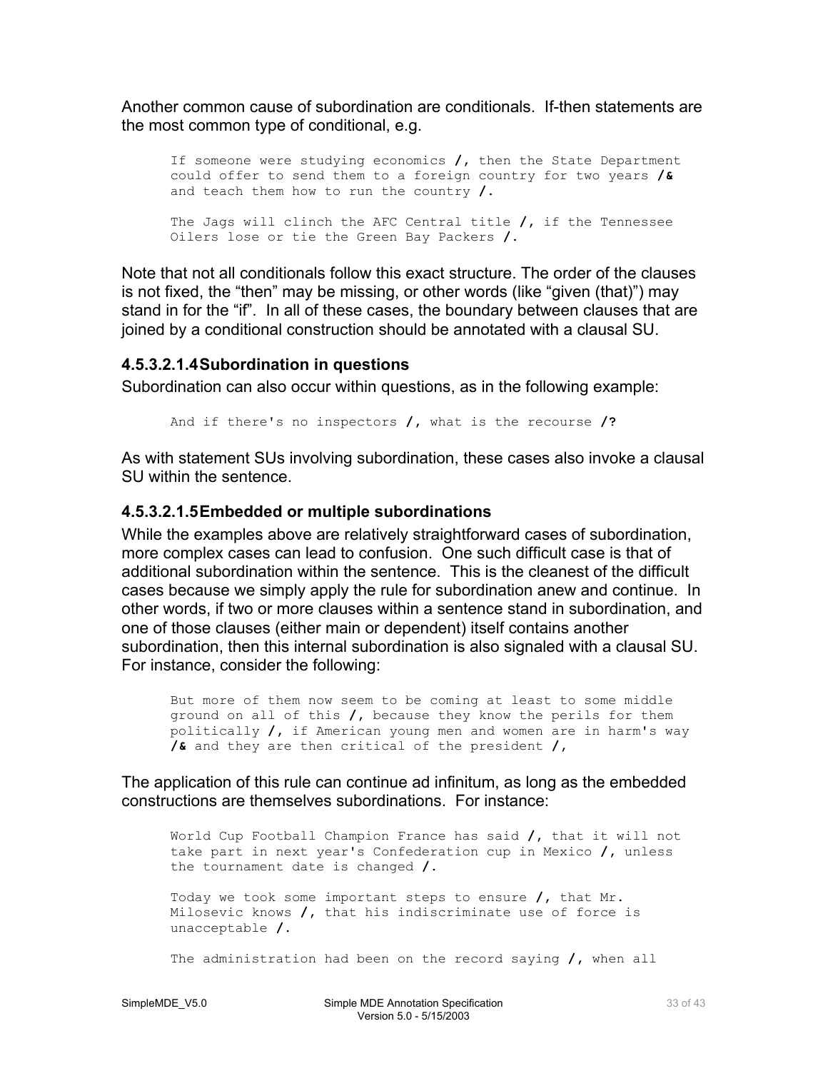Another common cause of subordination are conditionals. If-then statements are the most common type of conditional, e.g.

```
If someone were studying economics /, then the State Department
could offer to send them to a foreign country for two years /&
and teach them how to run the country /.

The Jags will clinch the AFC Central title /, if the Tennessee
Oilers lose or tie the Green Bay Packers /.
```

Note that not all conditionals follow this exact structure. The order of the clauses is not fixed, the “then” may be missing, or other words (like “given (that)”) may stand in for the “if”. In all of these cases, the boundary between clauses that are joined by a conditional construction should be annotated with a clausal SU.

#### 4.5.3.2.1.4 Subordination in questions

Subordination can also occur within questions, as in the following example:

```
And if there's no inspectors /, what is the recourse /?
```

As with statement SUs involving subordination, these cases also invoke a clausal SU within the sentence.

#### 4.5.3.2.1.5 Embedded or multiple subordinations

While the examples above are relatively straightforward cases of subordination, more complex cases can lead to confusion. One such difficult case is that of additional subordination within the sentence. This is the cleanest of the difficult cases because we simply apply the rule for subordination anew and continue. In other words, if two or more clauses within a sentence stand in subordination, and one of those clauses (either main or dependent) itself contains another subordination, then this internal subordination is also signaled with a clausal SU. For instance, consider the following:

```
But more of them now seem to be coming at least to some middle
ground on all of this /, because they know the perils for them
politically /, if American young men and women are in harm's way
/& and they are then critical of the president /,
```

The application of this rule can continue ad infinitum, as long as the embedded constructions are themselves subordinations. For instance:

```
World Cup Football Champion France has said /, that it will not
take part in next year's Confederation cup in Mexico /, unless
the tournament date is changed /.

Today we took some important steps to ensure /, that Mr.
Milosevic knows /, that his indiscriminate use of force is
unacceptable /.

The administration had been on the record saying /, when all
```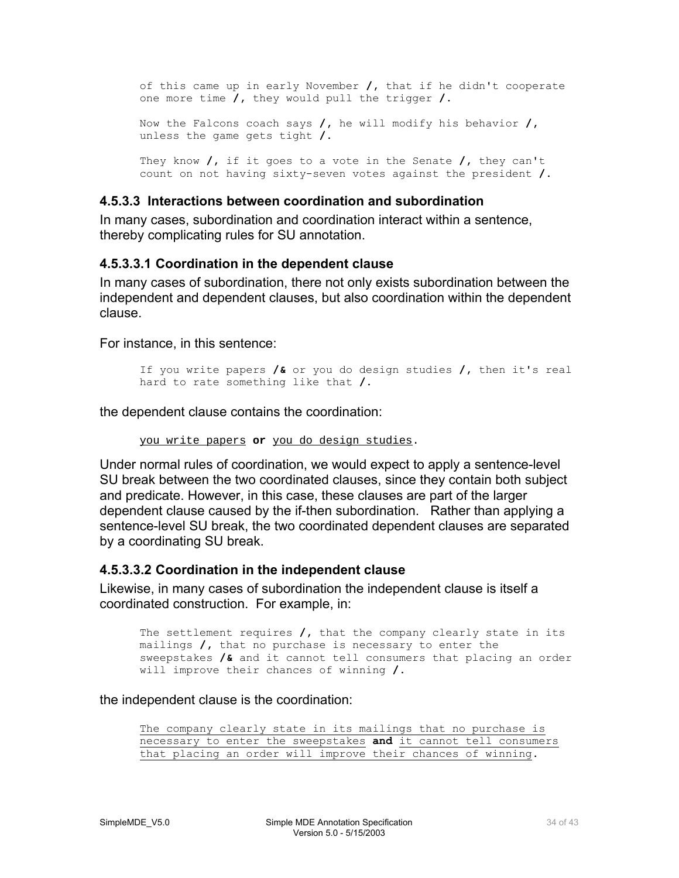```
of this came up in early November /, that if he didn't cooperate
one more time /, they would pull the trigger /.

Now the Falcons coach says /, he will modify his behavior /,
unless the game gets tight /.

They know /, if it goes to a vote in the Senate /, they can't
count on not having sixty-seven votes against the president /.
```

### 4.5.3.3 Interactions between coordination and subordination

In many cases, subordination and coordination interact within a sentence, thereby complicating rules for SU annotation.

#### 4.5.3.3.1 Coordination in the dependent clause

In many cases of subordination, there not only exists subordination between the independent and dependent clauses, but also coordination within the dependent clause.

For instance, in this sentence:

```
If you write papers /& or you do design studies /, then it's real
hard to rate something like that /.
```

the dependent clause contains the coordination:

```
you write papers or you do design studies.
```

Under normal rules of coordination, we would expect to apply a sentence-level SU break between the two coordinated clauses, since they contain both subject and predicate. However, in this case, these clauses are part of the larger dependent clause caused by the if-then subordination. Rather than applying a sentence-level SU break, the two coordinated dependent clauses are separated by a coordinating SU break.

#### 4.5.3.3.2 Coordination in the independent clause

Likewise, in many cases of subordination the independent clause is itself a coordinated construction. For example, in:

```
The settlement requires /, that the company clearly state in its
mailings /, that no purchase is necessary to enter the
sweepstakes /& and it cannot tell consumers that placing an order
will improve their chances of winning /.
```

the independent clause is the coordination:

```
The company clearly state in its mailings that no purchase is
necessary to enter the sweepstakes and it cannot tell consumers
that placing an order will improve their chances of winning.
```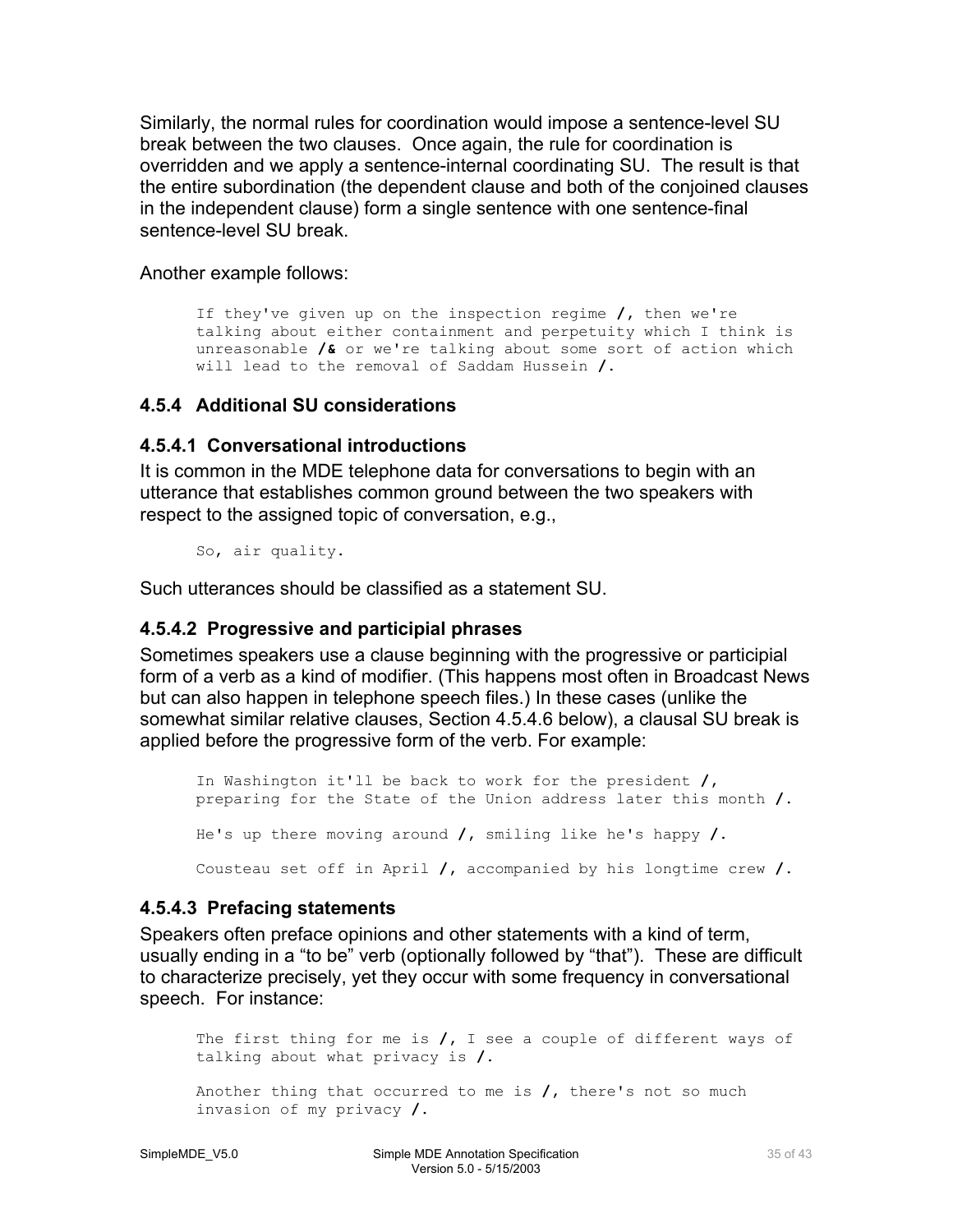Similarly, the normal rules for coordination would impose a sentence-level SU break between the two clauses. Once again, the rule for coordination is overridden and we apply a sentence-internal coordinating SU. The result is that the entire subordination (the dependent clause and both of the conjoined clauses in the independent clause) form a single sentence with one sentence-final sentence-level SU break.

Another example follows:

```
If they've given up on the inspection regime /, then we're
talking about either containment and perpetuity which I think is
unreasonable /& or we're talking about some sort of action which
will lead to the removal of Saddam Hussein /.
```

### 4.5.4 Additional SU considerations

#### 4.5.4.1 Conversational introductions

It is common in the MDE telephone data for conversations to begin with an utterance that establishes common ground between the two speakers with respect to the assigned topic of conversation, e.g.,

```
So, air quality.
```

Such utterances should be classified as a statement SU.

#### 4.5.4.2 Progressive and participial phrases

Sometimes speakers use a clause beginning with the progressive or participial form of a verb as a kind of modifier. (This happens most often in Broadcast News but can also happen in telephone speech files.) In these cases (unlike the somewhat similar relative clauses, Section 4.5.4.6 below), a clausal SU break is applied before the progressive form of the verb. For example:

```
In Washington it'll be back to work for the president /,
preparing for the State of the Union address later this month /.

He's up there moving around /, smiling like he's happy /.

Cousteau set off in April /, accompanied by his longtime crew /.
```

#### 4.5.4.3 Prefacing statements

Speakers often preface opinions and other statements with a kind of term, usually ending in a "to be" verb (optionally followed by "that"). These are difficult to characterize precisely, yet they occur with some frequency in conversational speech. For instance:

```
The first thing for me is /, I see a couple of different ways of
talking about what privacy is /.

Another thing that occurred to me is /, there's not so much
invasion of my privacy /.
```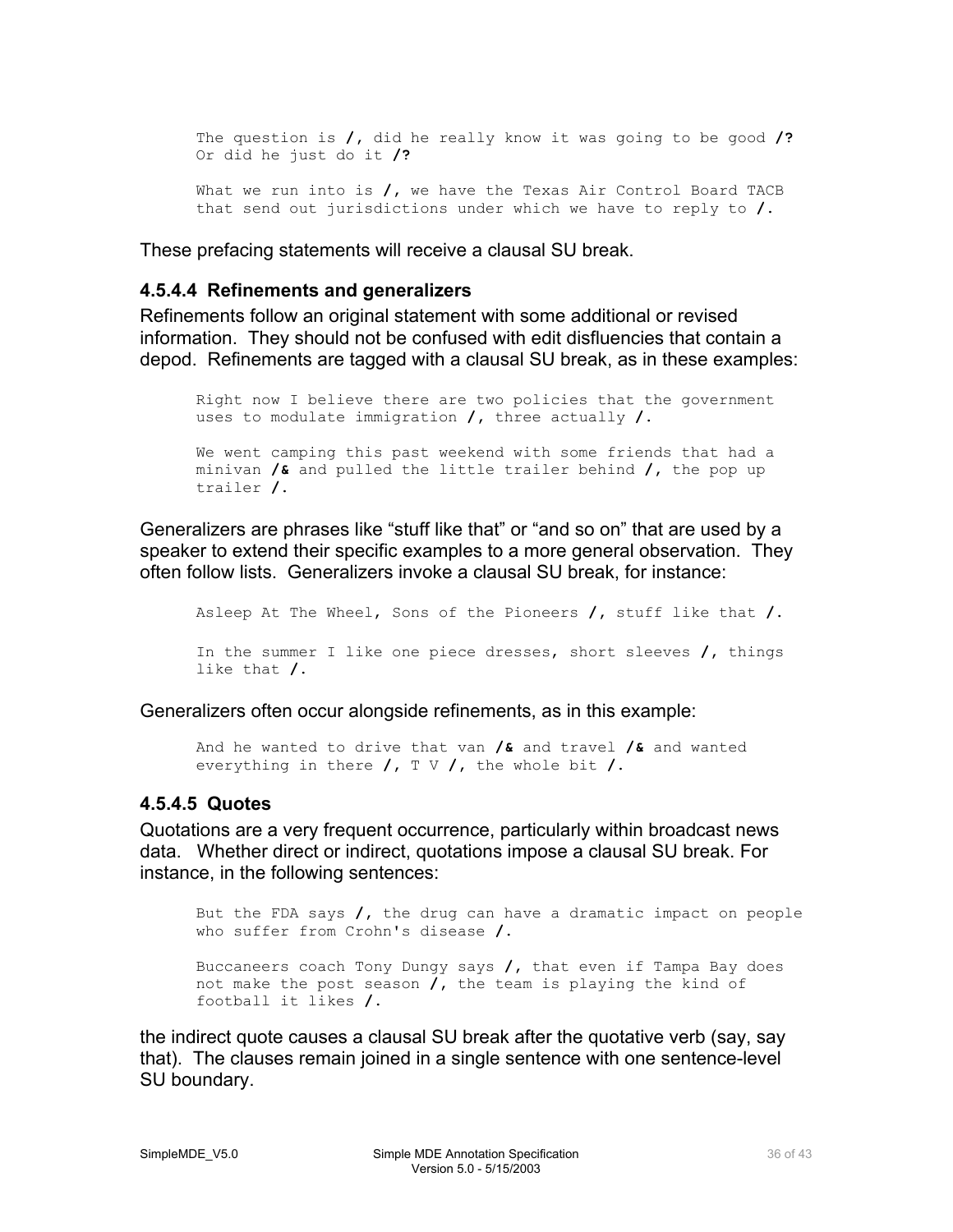```
The question is /, did he really know it was going to be good /?
Or did he just do it /?

What we run into is /, we have the Texas Air Control Board TACB
that send out jurisdictions under which we have to reply to /.
```

These prefacing statements will receive a clausal SU break.

#### 4.5.4.4 Refinements and generalizers

Refinements follow an original statement with some additional or revised information. They should not be confused with edit disfluencies that contain a depod. Refinements are tagged with a clausal SU break, as in these examples:

```
Right now I believe there are two policies that the government
uses to modulate immigration /, three actually /.

We went camping this past weekend with some friends that had a
minivan /& and pulled the little trailer behind /, the pop up
trailer /.
```

Generalizers are phrases like “stuff like that” or “and so on” that are used by a speaker to extend their specific examples to a more general observation. They often follow lists. Generalizers invoke a clausal SU break, for instance:

```
Asleep At The Wheel, Sons of the Pioneers /, stuff like that /.

In the summer I like one piece dresses, short sleeves /, things
like that /.
```

Generalizers often occur alongside refinements, as in this example:

```
And he wanted to drive that van /& and travel /& and wanted
everything in there /, T V /, the whole bit /.
```

#### 4.5.4.5 Quotes

Quotations are a very frequent occurrence, particularly within broadcast news data. Whether direct or indirect, quotations impose a clausal SU break. For instance, in the following sentences:

```
But the FDA says /, the drug can have a dramatic impact on people
who suffer from Crohn's disease /.

Buccaneers coach Tony Dungy says /, that even if Tampa Bay does
not make the post season /, the team is playing the kind of
football it likes /.
```

the indirect quote causes a clausal SU break after the quotative verb (say, say that). The clauses remain joined in a single sentence with one sentence-level SU boundary.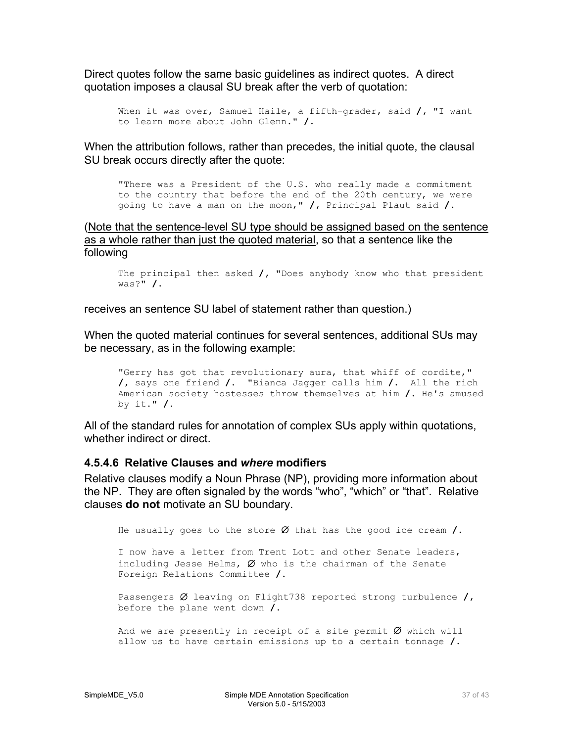Direct quotes follow the same basic guidelines as indirect quotes. A direct quotation imposes a clausal SU break after the verb of quotation:

```
When it was over, Samuel Haile, a fifth-grader, said /, "I want
to learn more about John Glenn." /.
```

When the attribution follows, rather than precedes, the initial quote, the clausal SU break occurs directly after the quote:

```
"There was a President of the U.S. who really made a commitment
to the country that before the end of the 20th century, we were
going to have a man on the moon," /, Principal Plaut said /.
```

(Note that the sentence-level SU type should be assigned based on the sentence as a whole rather than just the quoted material, so that a sentence like the following

```
The principal then asked /, "Does anybody know who that president
was?" /.
```

receives an sentence SU label of statement rather than question.)

When the quoted material continues for several sentences, additional SUs may be necessary, as in the following example:

```
"Gerry has got that revolutionary aura, that whiff of cordite,"
/, says one friend /.  "Bianca Jagger calls him /.  All the rich
American society hostesses throw themselves at him /. He's amused
by it." /.
```

All of the standard rules for annotation of complex SUs apply within quotations, whether indirect or direct.

### 4.5.4.6 Relative Clauses and *where* modifiers

Relative clauses modify a Noun Phrase (NP), providing more information about the NP. They are often signaled by the words “who”, “which” or “that”. Relative clauses **do not** motivate an SU boundary.

```
He usually goes to the store Ø that has the good ice cream /.

I now have a letter from Trent Lott and other Senate leaders,
including Jesse Helms, Ø who is the chairman of the Senate
Foreign Relations Committee /.

Passengers Ø leaving on Flight738 reported strong turbulence /,
before the plane went down /.

And we are presently in receipt of a site permit Ø which will
allow us to have certain emissions up to a certain tonnage /.
```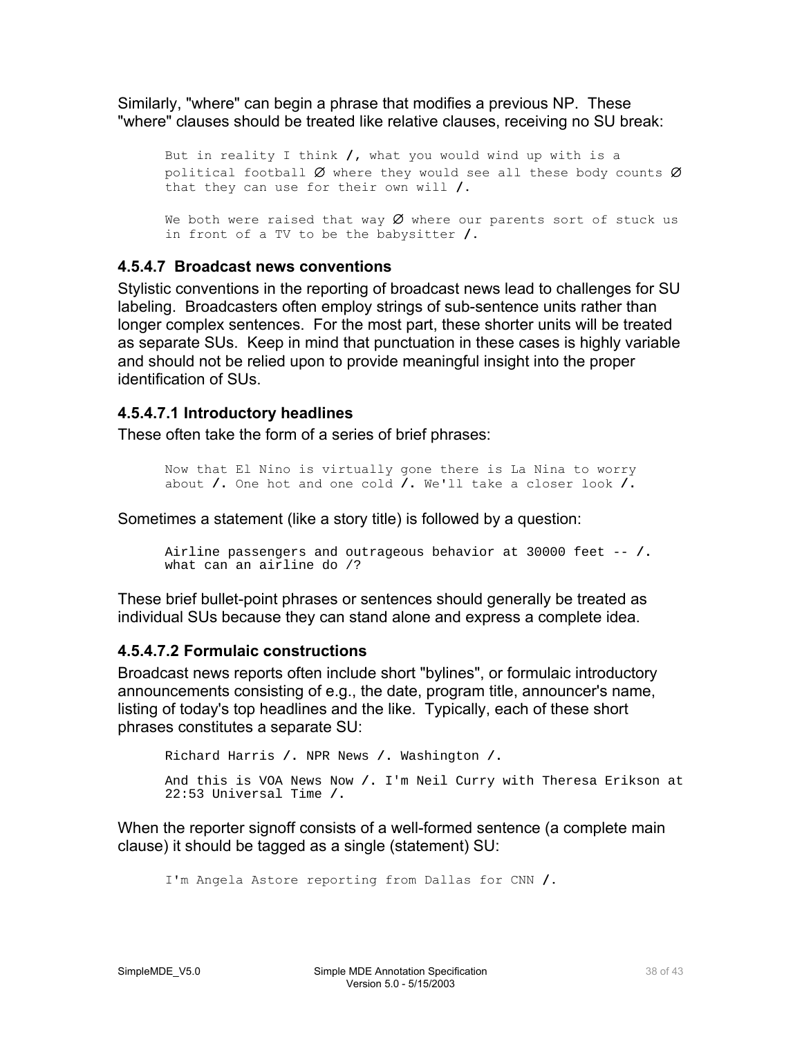Similarly, "where" can begin a phrase that modifies a previous NP. These "where" clauses should be treated like relative clauses, receiving no SU break:

```
But in reality I think /, what you would wind up with is a
political football Ø where they would see all these body counts Ø
that they can use for their own will /.

We both were raised that way Ø where our parents sort of stuck us
in front of a TV to be the babysitter /.
```

#### 4.5.4.7 Broadcast news conventions

Stylistic conventions in the reporting of broadcast news lead to challenges for SU labeling. Broadcasters often employ strings of sub-sentence units rather than longer complex sentences. For the most part, these shorter units will be treated as separate SUs. Keep in mind that punctuation in these cases is highly variable and should not be relied upon to provide meaningful insight into the proper identification of SUs.

##### 4.5.4.7.1 Introductory headlines

These often take the form of a series of brief phrases:

```
Now that El Nino is virtually gone there is La Nina to worry
about /. One hot and one cold /. We'll take a closer look /.
```

Sometimes a statement (like a story title) is followed by a question:

```
Airline passengers and outrageous behavior at 30000 feet -- /.
what can an airline do /?
```

These brief bullet-point phrases or sentences should generally be treated as individual SUs because they can stand alone and express a complete idea.

##### 4.5.4.7.2 Formulaic constructions

Broadcast news reports often include short "bylines", or formulaic introductory announcements consisting of e.g., the date, program title, announcer's name, listing of today's top headlines and the like. Typically, each of these short phrases constitutes a separate SU:

```
Richard Harris /. NPR News /. Washington /.

And this is VOA News Now /. I'm Neil Curry with Theresa Erikson at
22:53 Universal Time /.
```

When the reporter signoff consists of a well-formed sentence (a complete main clause) it should be tagged as a single (statement) SU:

```
I'm Angela Astore reporting from Dallas for CNN /.
```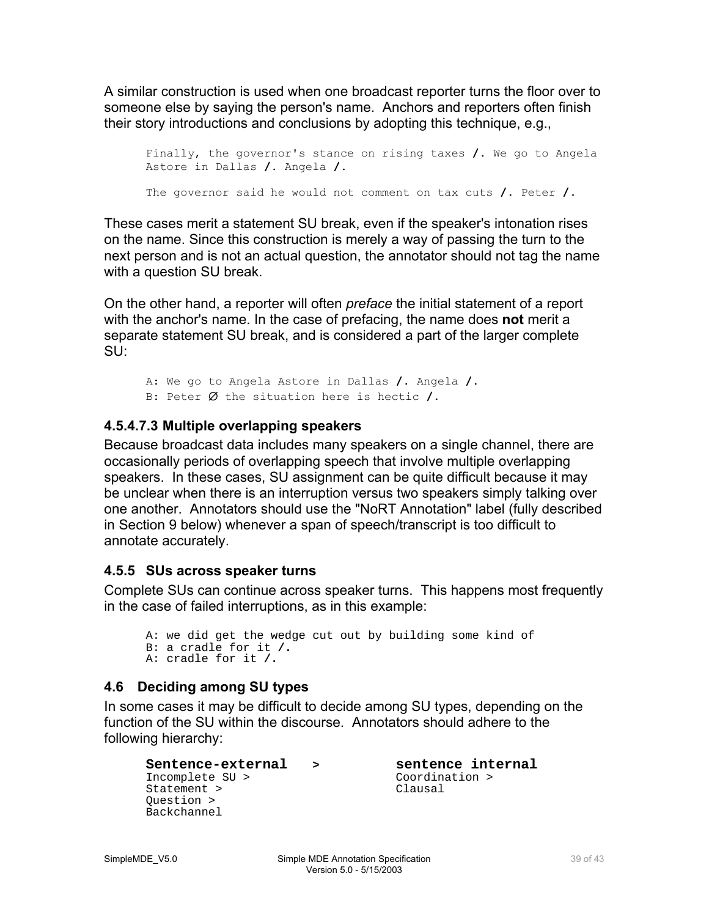A similar construction is used when one broadcast reporter turns the floor over to someone else by saying the person's name. Anchors and reporters often finish their story introductions and conclusions by adopting this technique, e.g.,

```
Finally, the governor's stance on rising taxes /. We go to Angela
Astore in Dallas /. Angela /.

The governor said he would not comment on tax cuts /. Peter /.
```

These cases merit a statement SU break, even if the speaker's intonation rises on the name. Since this construction is merely a way of passing the turn to the next person and is not an actual question, the annotator should not tag the name with a question SU break.

On the other hand, a reporter will often *preface* the initial statement of a report with the anchor's name. In the case of prefacing, the name does **not** merit a separate statement SU break, and is considered a part of the larger complete SU:

```
A: We go to Angela Astore in Dallas /. Angela /.
B: Peter Ø the situation here is hectic /.
```

#### 4.5.4.7.3 Multiple overlapping speakers

Because broadcast data includes many speakers on a single channel, there are occasionally periods of overlapping speech that involve multiple overlapping speakers. In these cases, SU assignment can be quite difficult because it may be unclear when there is an interruption versus two speakers simply talking over one another. Annotators should use the "NoRT Annotation" label (fully described in Section 9 below) whenever a span of speech/transcript is too difficult to annotate accurately.

### 4.5.5 SUs across speaker turns

Complete SUs can continue across speaker turns. This happens most frequently in the case of failed interruptions, as in this example:

```
A: we did get the wedge cut out by building some kind of
B: a cradle for it /.
A: cradle for it /.
```

## 4.6 Deciding among SU types

In some cases it may be difficult to decide among SU types, depending on the function of the SU within the discourse. Annotators should adhere to the following hierarchy:

```
Sentence-external   >         sentence internal
Incomplete SU >               Coordination >
Statement >                   Clausal
Question >
Backchannel
```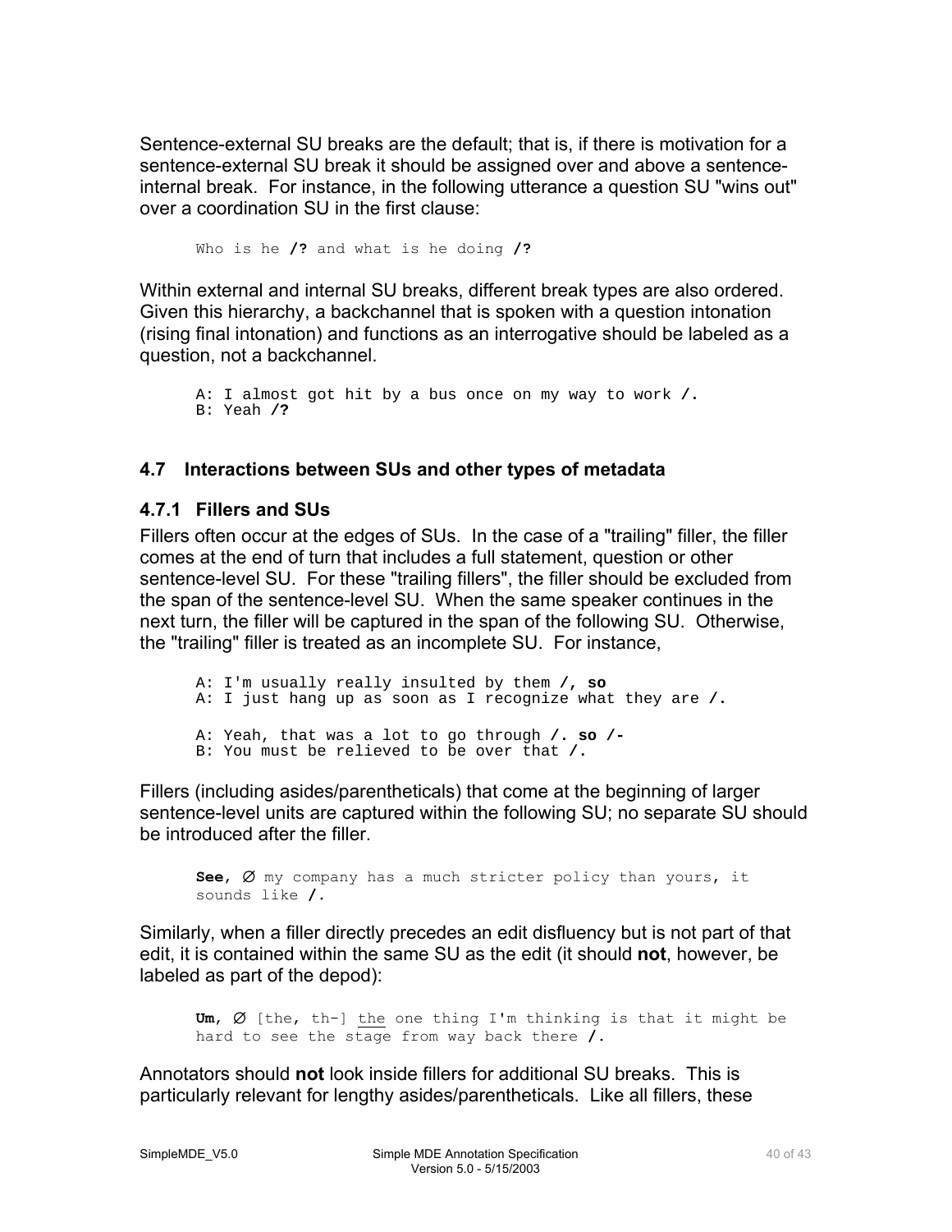Sentence-external SU breaks are the default; that is, if there is motivation for a sentence-external SU break it should be assigned over and above a sentence-internal break. For instance, in the following utterance a question SU "wins out" over a coordination SU in the first clause:

```
Who is he /? and what is he doing /?
```

Within external and internal SU breaks, different break types are also ordered. Given this hierarchy, a backchannel that is spoken with a question intonation (rising final intonation) and functions as an interrogative should be labeled as a question, not a backchannel.

```
A: I almost got hit by a bus once on my way to work /.
B: Yeah /?
```

### 4.7 Interactions between SUs and other types of metadata

#### 4.7.1 Fillers and SUs

Fillers often occur at the edges of SUs. In the case of a "trailing" filler, the filler comes at the end of turn that includes a full statement, question or other sentence-level SU. For these "trailing fillers", the filler should be excluded from the span of the sentence-level SU. When the same speaker continues in the next turn, the filler will be captured in the span of the following SU. Otherwise, the "trailing" filler is treated as an incomplete SU. For instance,

```
A: I'm usually really insulted by them /, so
A: I just hang up as soon as I recognize what they are /.

A: Yeah, that was a lot to go through /. so /-
B: You must be relieved to be over that /.
```

Fillers (including asides/parentheticals) that come at the beginning of larger sentence-level units are captured within the following SU; no separate SU should be introduced after the filler.

```
See, Ø my company has a much stricter policy than yours, it
sounds like /.
```

Similarly, when a filler directly precedes an edit disfluency but is not part of that edit, it is contained within the same SU as the edit (it should **not**, however, be labeled as part of the depod):

```
Um, Ø [the, th-] the one thing I'm thinking is that it might be
hard to see the stage from way back there /.
```

Annotators should **not** look inside fillers for additional SU breaks. This is particularly relevant for lengthy asides/parentheticals. Like all fillers, these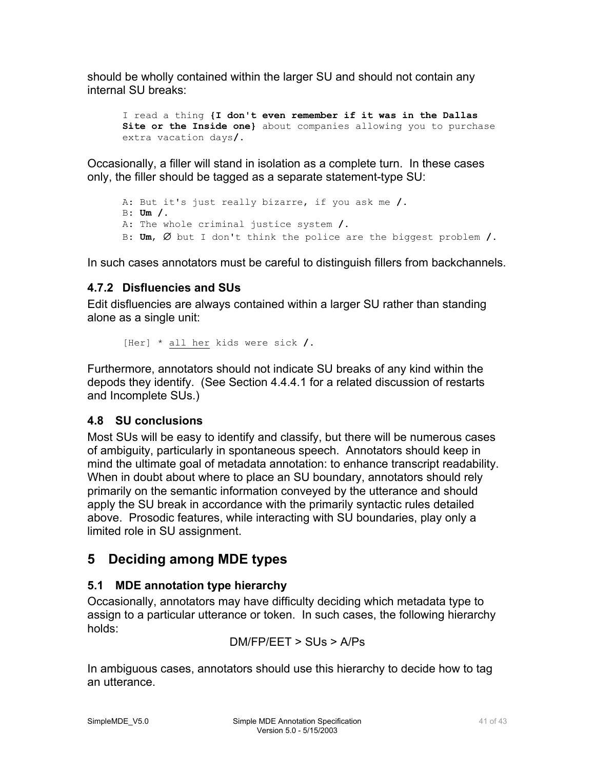should be wholly contained within the larger SU and should not contain any internal SU breaks:

```
I read a thing {I don't even remember if it was in the Dallas
Site or the Inside one} about companies allowing you to purchase
extra vacation days/.
```

Occasionally, a filler will stand in isolation as a complete turn. In these cases only, the filler should be tagged as a separate statement-type SU:

```
A: But it's just really bizarre, if you ask me /.
B: Um /.
A: The whole criminal justice system /.
B: Um, ∅ but I don't think the police are the biggest problem /.
```

In such cases annotators must be careful to distinguish fillers from backchannels.

### 4.7.2 Disfluencies and SUs

Edit disfluencies are always contained within a larger SU rather than standing alone as a single unit:

```
[Her] * all her kids were sick /.
```

Furthermore, annotators should not indicate SU breaks of any kind within the depods they identify. (See Section 4.4.4.1 for a related discussion of restarts and Incomplete SUs.)

## 4.8 SU conclusions

Most SUs will be easy to identify and classify, but there will be numerous cases of ambiguity, particularly in spontaneous speech. Annotators should keep in mind the ultimate goal of metadata annotation: to enhance transcript readability. When in doubt about where to place an SU boundary, annotators should rely primarily on the semantic information conveyed by the utterance and should apply the SU break in accordance with the primarily syntactic rules detailed above. Prosodic features, while interacting with SU boundaries, play only a limited role in SU assignment.

# 5 Deciding among MDE types

## 5.1 MDE annotation type hierarchy

Occasionally, annotators may have difficulty deciding which metadata type to assign to a particular utterance or token. In such cases, the following hierarchy holds:

DM/FP/EET > SUs > A/Ps

In ambiguous cases, annotators should use this hierarchy to decide how to tag an utterance.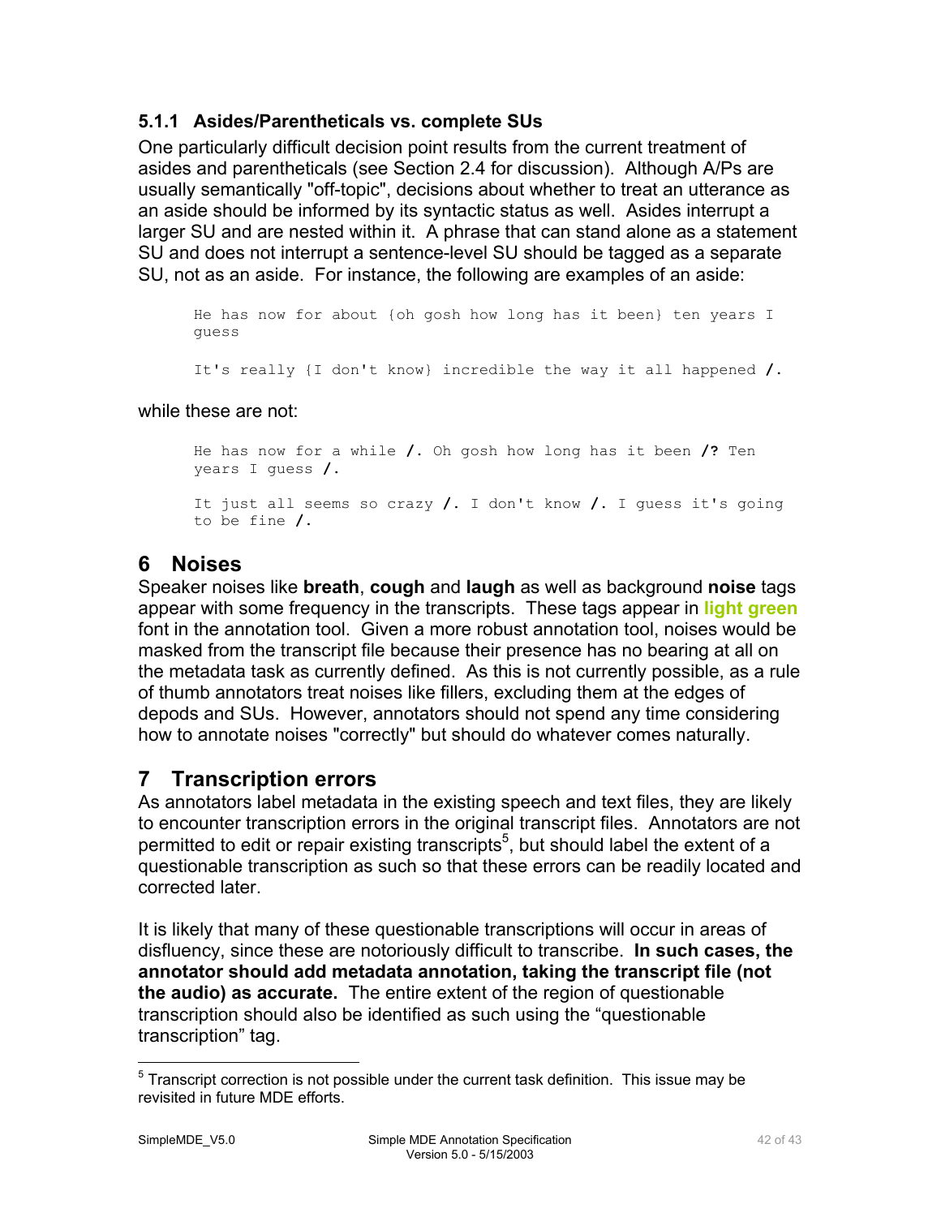### 5.1.1 Asides/Parentheticals vs. complete SUs

One particularly difficult decision point results from the current treatment of asides and parentheticals (see Section 2.4 for discussion). Although A/Ps are usually semantically "off-topic", decisions about whether to treat an utterance as an aside should be informed by its syntactic status as well. Asides interrupt a larger SU and are nested within it. A phrase that can stand alone as a statement SU and does not interrupt a sentence-level SU should be tagged as a separate SU, not as an aside. For instance, the following are examples of an aside:

```
He has now for about {oh gosh how long has it been} ten years I guess

It's really {I don't know} incredible the way it all happened /.
```

while these are not:

```
He has now for a while /. Oh gosh how long has it been /? Ten years I guess /.

It just all seems so crazy /. I don't know /. I guess it's going to be fine /.
```

# 6 Noises

Speaker noises like **breath**, **cough** and **laugh** as well as background **noise** tags appear with some frequency in the transcripts. These tags appear in **light green** font in the annotation tool. Given a more robust annotation tool, noises would be masked from the transcript file because their presence has no bearing at all on the metadata task as currently defined. As this is not currently possible, as a rule of thumb annotators treat noises like fillers, excluding them at the edges of depods and SUs. However, annotators should not spend any time considering how to annotate noises "correctly" but should do whatever comes naturally.

# 7 Transcription errors

As annotators label metadata in the existing speech and text files, they are likely to encounter transcription errors in the original transcript files. Annotators are not permitted to edit or repair existing transcripts[5], but should label the extent of a questionable transcription as such so that these errors can be readily located and corrected later.

It is likely that many of these questionable transcriptions will occur in areas of disfluency, since these are notoriously difficult to transcribe. **In such cases, the annotator should add metadata annotation, taking the transcript file (not the audio) as accurate.** The entire extent of the region of questionable transcription should also be identified as such using the “questionable transcription” tag.

[5] Transcript correction is not possible under the current task definition. This issue may be revisited in future MDE efforts.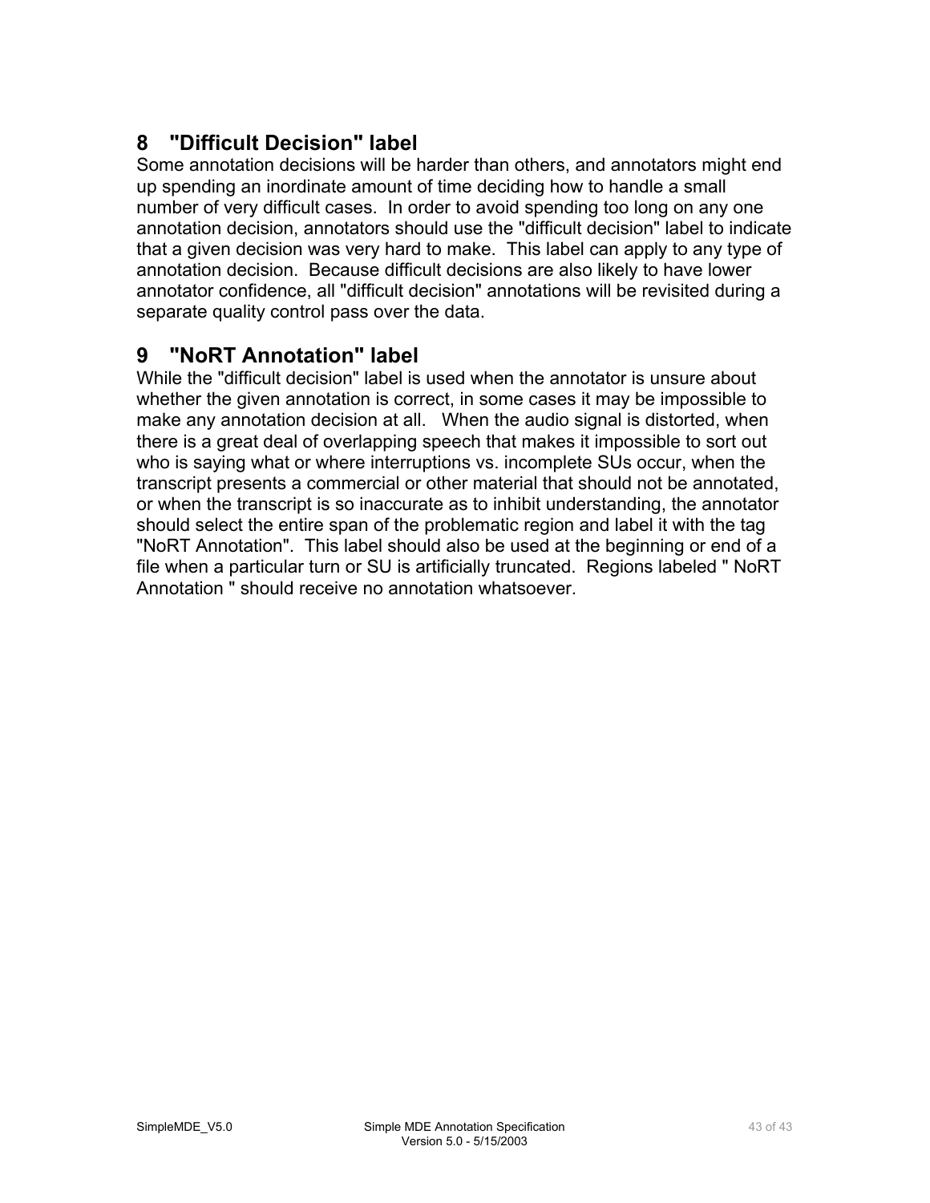# 8 "Difficult Decision" label

Some annotation decisions will be harder than others, and annotators might end up spending an inordinate amount of time deciding how to handle a small number of very difficult cases. In order to avoid spending too long on any one annotation decision, annotators should use the "difficult decision" label to indicate that a given decision was very hard to make. This label can apply to any type of annotation decision. Because difficult decisions are also likely to have lower annotator confidence, all "difficult decision" annotations will be revisited during a separate quality control pass over the data.

# 9 "NoRT Annotation" label

While the "difficult decision" label is used when the annotator is unsure about whether the given annotation is correct, in some cases it may be impossible to make any annotation decision at all. When the audio signal is distorted, when there is a great deal of overlapping speech that makes it impossible to sort out who is saying what or where interruptions vs. incomplete SUs occur, when the transcript presents a commercial or other material that should not be annotated, or when the transcript is so inaccurate as to inhibit understanding, the annotator should select the entire span of the problematic region and label it with the tag "NoRT Annotation". This label should also be used at the beginning or end of a file when a particular turn or SU is artificially truncated. Regions labeled " NoRT Annotation " should receive no annotation whatsoever.